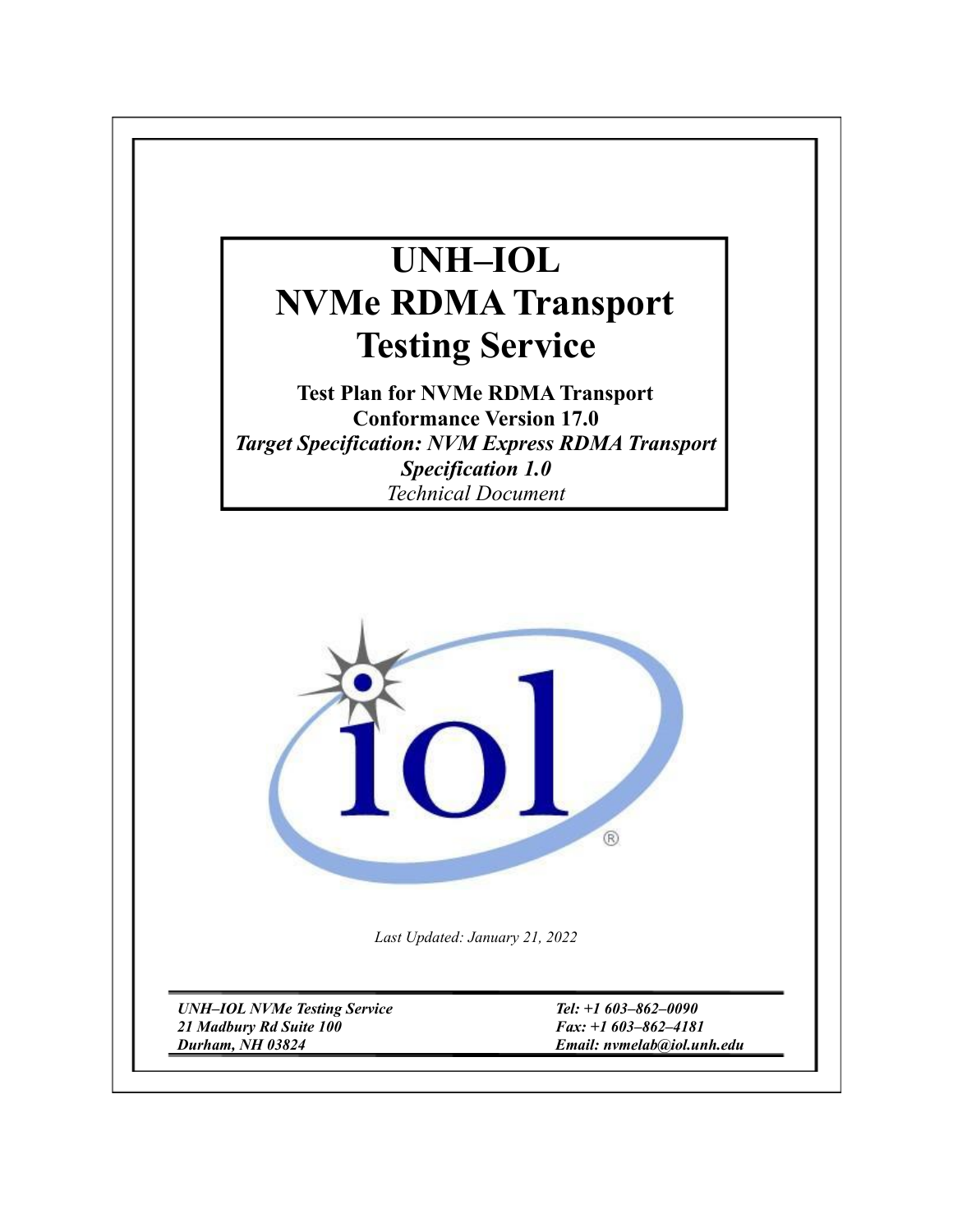# UNH–IOL NVMe RDMA Transport Testing Service

**Test Plan for NVMe RDMA Transport Conformance Version 17.0**

***Target Specification: NVM Express RDMA Transport Specification 1.0***

*Technical Document*

*Last Updated: January 21, 2022*

***UNH–IOL NVMe Testing Service***
***21 Madbury Rd Suite 100***
***Durham, NH 03824***

***Tel: +1 603–862–0090***
***Fax: +1 603–862–4181***
***Email: nvmelab@iol.unh.edu***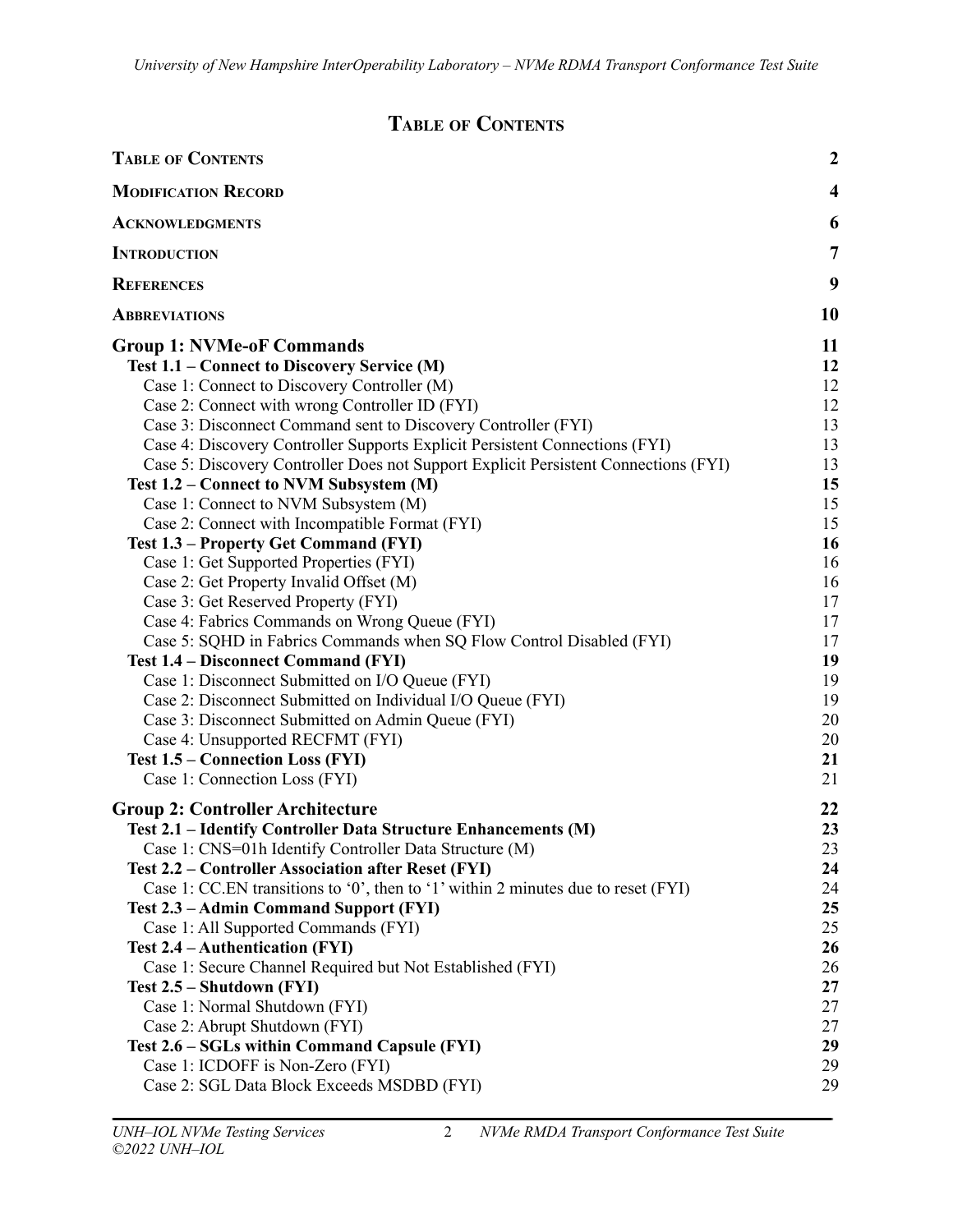# Table of Contents

| | |
|---|---|
| **Table of Contents** | **2** |
| **Modification Record** | **4** |
| **Acknowledgments** | **6** |
| **Introduction** | **7** |
| **References** | **9** |
| **Abbreviations** | **10** |
| **Group 1: NVMe-oF Commands** | **11** |
| **Test 1.1 – Connect to Discovery Service (M)** | **12** |
| Case 1: Connect to Discovery Controller (M) | 12 |
| Case 2: Connect with wrong Controller ID (FYI) | 12 |
| Case 3: Disconnect Command sent to Discovery Controller (FYI) | 13 |
| Case 4: Discovery Controller Supports Explicit Persistent Connections (FYI) | 13 |
| Case 5: Discovery Controller Does not Support Explicit Persistent Connections (FYI) | 13 |
| **Test 1.2 – Connect to NVM Subsystem (M)** | **15** |
| Case 1: Connect to NVM Subsystem (M) | 15 |
| Case 2: Connect with Incompatible Format (FYI) | 15 |
| **Test 1.3 – Property Get Command (FYI)** | **16** |
| Case 1: Get Supported Properties (FYI) | 16 |
| Case 2: Get Property Invalid Offset (M) | 16 |
| Case 3: Get Reserved Property (FYI) | 17 |
| Case 4: Fabrics Commands on Wrong Queue (FYI) | 17 |
| Case 5: SQHD in Fabrics Commands when SQ Flow Control Disabled (FYI) | 17 |
| **Test 1.4 – Disconnect Command (FYI)** | **19** |
| Case 1: Disconnect Submitted on I/O Queue (FYI) | 19 |
| Case 2: Disconnect Submitted on Individual I/O Queue (FYI) | 19 |
| Case 3: Disconnect Submitted on Admin Queue (FYI) | 20 |
| Case 4: Unsupported RECFMT (FYI) | 20 |
| **Test 1.5 – Connection Loss (FYI)** | **21** |
| Case 1: Connection Loss (FYI) | 21 |
| **Group 2: Controller Architecture** | **22** |
| **Test 2.1 – Identify Controller Data Structure Enhancements (M)** | **23** |
| Case 1: CNS=01h Identify Controller Data Structure (M) | 23 |
| **Test 2.2 – Controller Association after Reset (FYI)** | **24** |
| Case 1: CC.EN transitions to '0', then to '1' within 2 minutes due to reset (FYI) | 24 |
| **Test 2.3 – Admin Command Support (FYI)** | **25** |
| Case 1: All Supported Commands (FYI) | 25 |
| **Test 2.4 – Authentication (FYI)** | **26** |
| Case 1: Secure Channel Required but Not Established (FYI) | 26 |
| **Test 2.5 – Shutdown (FYI)** | **27** |
| Case 1: Normal Shutdown (FYI) | 27 |
| Case 2: Abrupt Shutdown (FYI) | 27 |
| **Test 2.6 – SGLs within Command Capsule (FYI)** | **29** |
| Case 1: ICDOFF is Non-Zero (FYI) | 29 |
| Case 2: SGL Data Block Exceeds MSDBD (FYI) | 29 |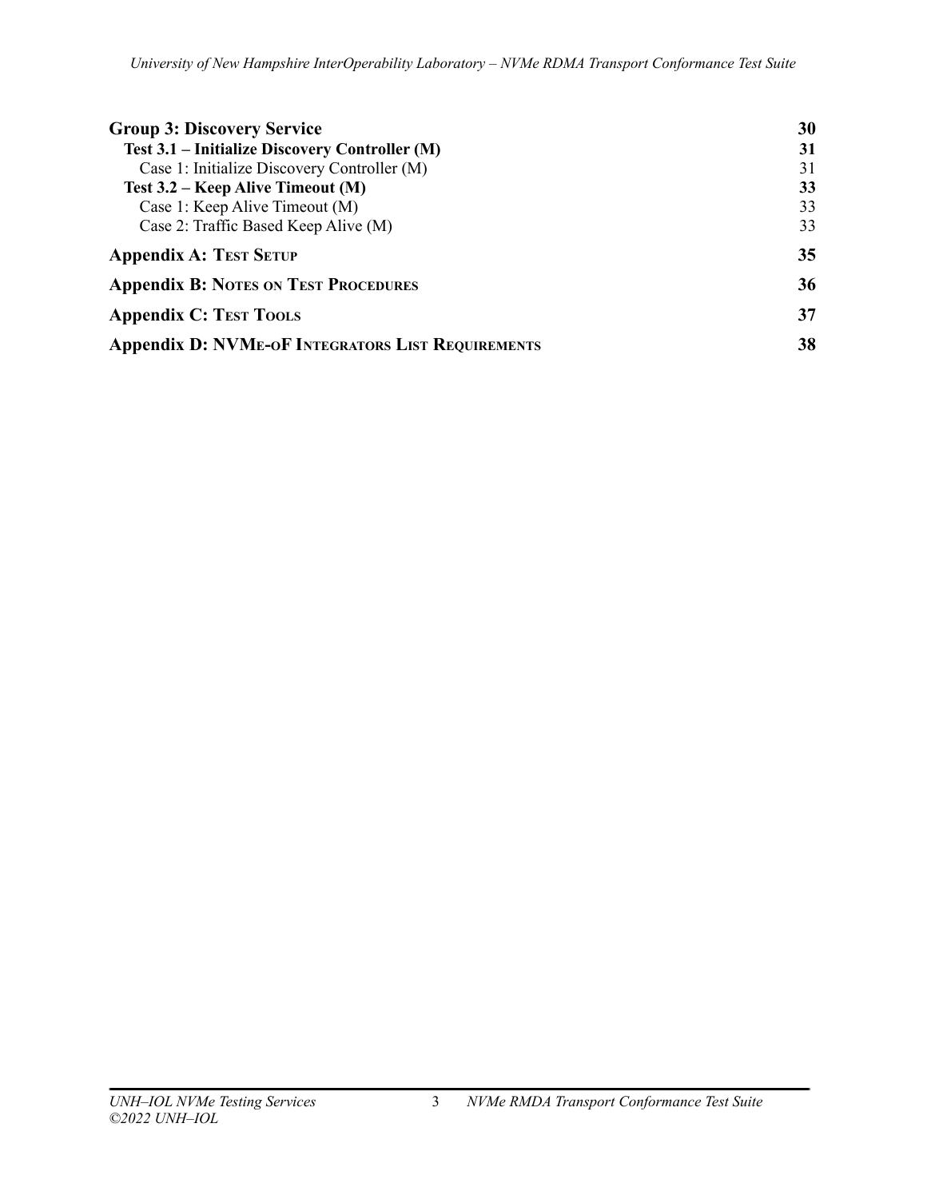**Group 3: Discovery Service** 30

**Test 3.1 – Initialize Discovery Controller (M)** 31

Case 1: Initialize Discovery Controller (M) 31

**Test 3.2 – Keep Alive Timeout (M)** 33

Case 1: Keep Alive Timeout (M) 33

Case 2: Traffic Based Keep Alive (M) 33

**Appendix A: Test Setup** 35

**Appendix B: Notes on Test Procedures** 36

**Appendix C: Test Tools** 37

**Appendix D: NVMe-oF Integrators List Requirements** 38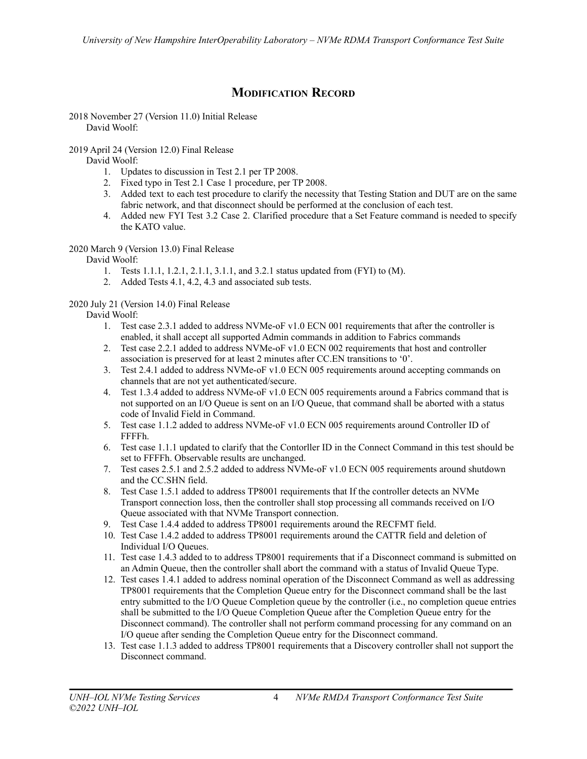## Modification Record

2018 November 27 (Version 11.0) Initial Release
David Woolf:

2019 April 24 (Version 12.0) Final Release
David Woolf:

1. Updates to discussion in Test 2.1 per TP 2008.
2. Fixed typo in Test 2.1 Case 1 procedure, per TP 2008.
3. Added text to each test procedure to clarify the necessity that Testing Station and DUT are on the same fabric network, and that disconnect should be performed at the conclusion of each test.
4. Added new FYI Test 3.2 Case 2. Clarified procedure that a Set Feature command is needed to specify the KATO value.

2020 March 9 (Version 13.0) Final Release
David Woolf:

1. Tests 1.1.1, 1.2.1, 2.1.1, 3.1.1, and 3.2.1 status updated from (FYI) to (M).
2. Added Tests 4.1, 4.2, 4.3 and associated sub tests.

2020 July 21 (Version 14.0) Final Release
David Woolf:

1. Test case 2.3.1 added to address NVMe-oF v1.0 ECN 001 requirements that after the controller is enabled, it shall accept all supported Admin commands in addition to Fabrics commands
2. Test case 2.2.1 added to address NVMe-oF v1.0 ECN 002 requirements that host and controller association is preserved for at least 2 minutes after CC.EN transitions to '0'.
3. Test 2.4.1 added to address NVMe-oF v1.0 ECN 005 requirements around accepting commands on channels that are not yet authenticated/secure.
4. Test 1.3.4 added to address NVMe-oF v1.0 ECN 005 requirements around a Fabrics command that is not supported on an I/O Queue is sent on an I/O Queue, that command shall be aborted with a status code of Invalid Field in Command.
5. Test case 1.1.2 added to address NVMe-oF v1.0 ECN 005 requirements around Controller ID of FFFFh.
6. Test case 1.1.1 updated to clarify that the Contorller ID in the Connect Command in this test should be set to FFFFh. Observable results are unchanged.
7. Test cases 2.5.1 and 2.5.2 added to address NVMe-oF v1.0 ECN 005 requirements around shutdown and the CC.SHN field.
8. Test Case 1.5.1 added to address TP8001 requirements that If the controller detects an NVMe Transport connection loss, then the controller shall stop processing all commands received on I/O Queue associated with that NVMe Transport connection.
9. Test Case 1.4.4 added to address TP8001 requirements around the RECFMT field.
10. Test Case 1.4.2 added to address TP8001 requirements around the CATTR field and deletion of Individual I/O Queues.
11. Test case 1.4.3 added to to address TP8001 requirements that if a Disconnect command is submitted on an Admin Queue, then the controller shall abort the command with a status of Invalid Queue Type.
12. Test cases 1.4.1 added to address nominal operation of the Disconnect Command as well as addressing TP8001 requirements that the Completion Queue entry for the Disconnect command shall be the last entry submitted to the I/O Queue Completion queue by the controller (i.e., no completion queue entries shall be submitted to the I/O Queue Completion Queue after the Completion Queue entry for the Disconnect command). The controller shall not perform command processing for any command on an I/O queue after sending the Completion Queue entry for the Disconnect command.
13. Test case 1.1.3 added to address TP8001 requirements that a Discovery controller shall not support the Disconnect command.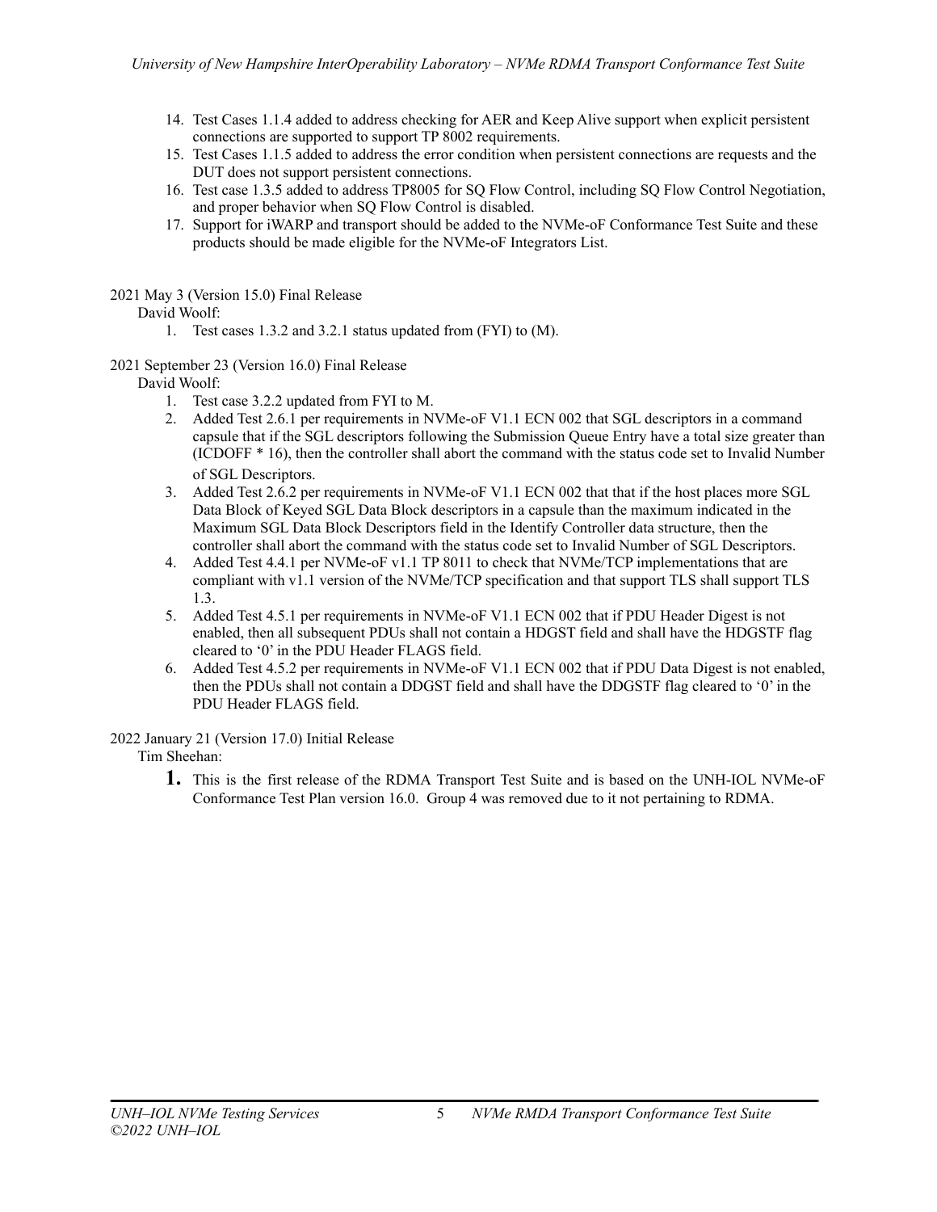14. Test Cases 1.1.4 added to address checking for AER and Keep Alive support when explicit persistent connections are supported to support TP 8002 requirements.
15. Test Cases 1.1.5 added to address the error condition when persistent connections are requests and the DUT does not support persistent connections.
16. Test case 1.3.5 added to address TP8005 for SQ Flow Control, including SQ Flow Control Negotiation, and proper behavior when SQ Flow Control is disabled.
17. Support for iWARP and transport should be added to the NVMe-oF Conformance Test Suite and these products should be made eligible for the NVMe-oF Integrators List.

2021 May 3 (Version 15.0) Final Release

David Woolf:

1. Test cases 1.3.2 and 3.2.1 status updated from (FYI) to (M).

2021 September 23 (Version 16.0) Final Release

David Woolf:

1. Test case 3.2.2 updated from FYI to M.
2. Added Test 2.6.1 per requirements in NVMe-oF V1.1 ECN 002 that SGL descriptors in a command capsule that if the SGL descriptors following the Submission Queue Entry have a total size greater than (ICDOFF * 16), then the controller shall abort the command with the status code set to Invalid Number of SGL Descriptors.
3. Added Test 2.6.2 per requirements in NVMe-oF V1.1 ECN 002 that that if the host places more SGL Data Block of Keyed SGL Data Block descriptors in a capsule than the maximum indicated in the Maximum SGL Data Block Descriptors field in the Identify Controller data structure, then the controller shall abort the command with the status code set to Invalid Number of SGL Descriptors.
4. Added Test 4.4.1 per NVMe-oF v1.1 TP 8011 to check that NVMe/TCP implementations that are compliant with v1.1 version of the NVMe/TCP specification and that support TLS shall support TLS 1.3.
5. Added Test 4.5.1 per requirements in NVMe-oF V1.1 ECN 002 that if PDU Header Digest is not enabled, then all subsequent PDUs shall not contain a HDGST field and shall have the HDGSTF flag cleared to '0' in the PDU Header FLAGS field.
6. Added Test 4.5.2 per requirements in NVMe-oF V1.1 ECN 002 that if PDU Data Digest is not enabled, then the PDUs shall not contain a DDGST field and shall have the DDGSTF flag cleared to '0' in the PDU Header FLAGS field.

2022 January 21 (Version 17.0) Initial Release

Tim Sheehan:

1. This is the first release of the RDMA Transport Test Suite and is based on the UNH-IOL NVMe-oF Conformance Test Plan version 16.0. Group 4 was removed due to it not pertaining to RDMA.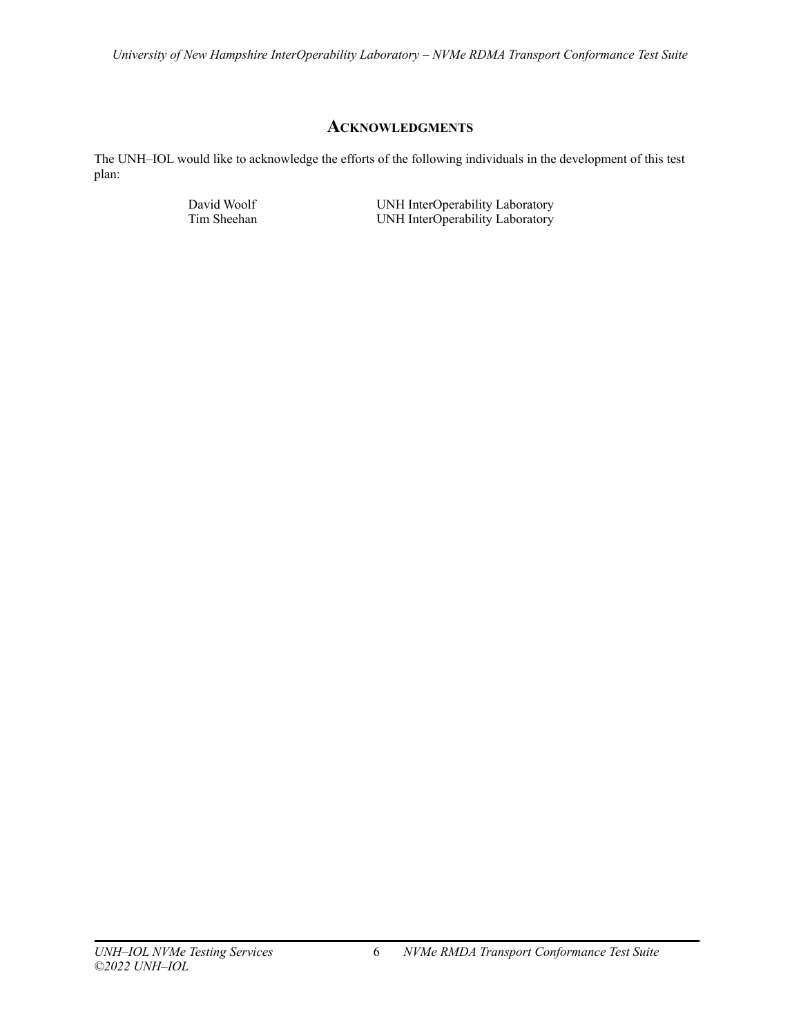## ACKNOWLEDGMENTS

The UNH–IOL would like to acknowledge the efforts of the following individuals in the development of this test plan:

| | |
|---|---|
| David Woolf | UNH InterOperability Laboratory |
| Tim Sheehan | UNH InterOperability Laboratory |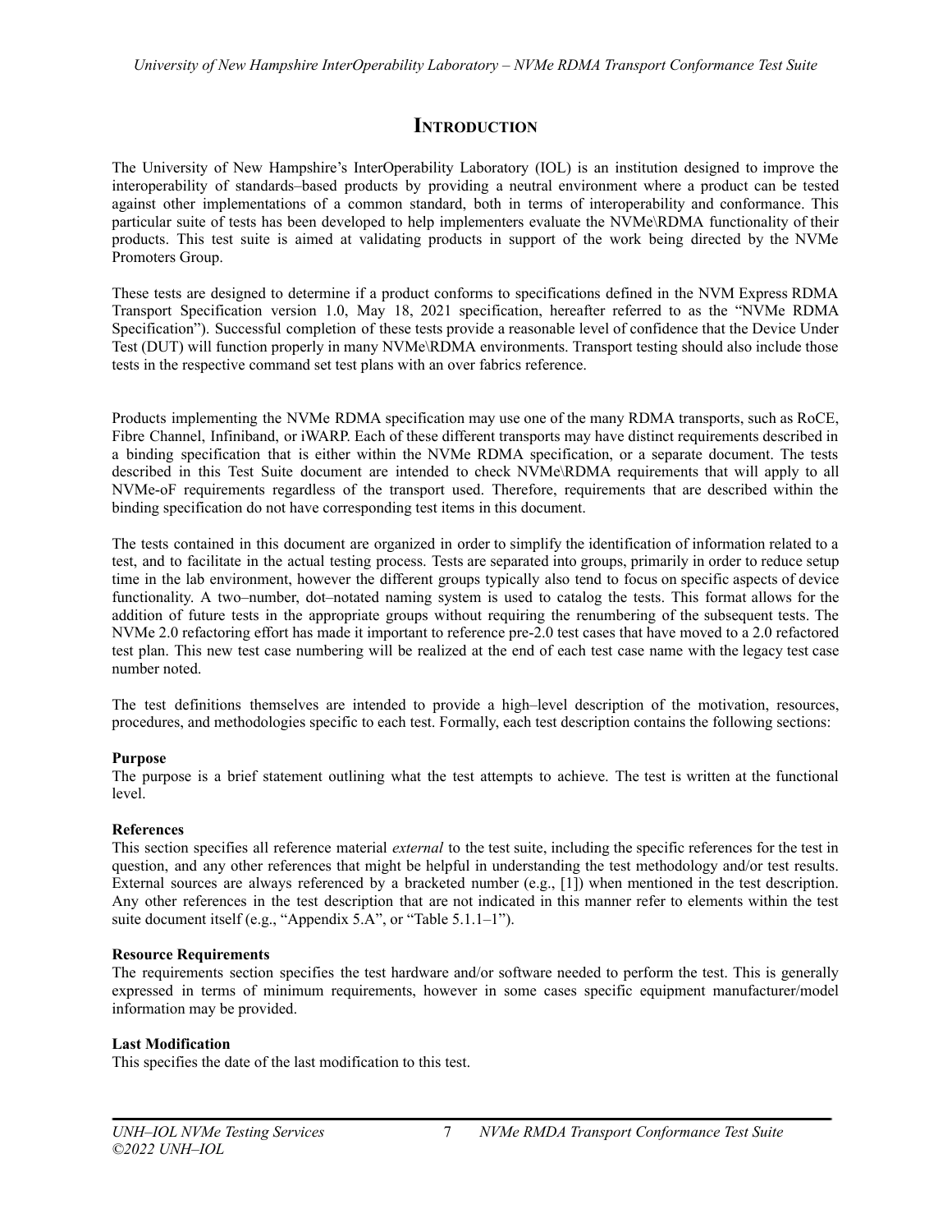# Introduction

The University of New Hampshire's InterOperability Laboratory (IOL) is an institution designed to improve the interoperability of standards–based products by providing a neutral environment where a product can be tested against other implementations of a common standard, both in terms of interoperability and conformance. This particular suite of tests has been developed to help implementers evaluate the NVMe\RDMA functionality of their products. This test suite is aimed at validating products in support of the work being directed by the NVMe Promoters Group.

These tests are designed to determine if a product conforms to specifications defined in the NVM Express RDMA Transport Specification version 1.0, May 18, 2021 specification, hereafter referred to as the "NVMe RDMA Specification"). Successful completion of these tests provide a reasonable level of confidence that the Device Under Test (DUT) will function properly in many NVMe\RDMA environments. Transport testing should also include those tests in the respective command set test plans with an over fabrics reference.

Products implementing the NVMe RDMA specification may use one of the many RDMA transports, such as RoCE, Fibre Channel, Infiniband, or iWARP. Each of these different transports may have distinct requirements described in a binding specification that is either within the NVMe RDMA specification, or a separate document. The tests described in this Test Suite document are intended to check NVMe\RDMA requirements that will apply to all NVMe-oF requirements regardless of the transport used. Therefore, requirements that are described within the binding specification do not have corresponding test items in this document.

The tests contained in this document are organized in order to simplify the identification of information related to a test, and to facilitate in the actual testing process. Tests are separated into groups, primarily in order to reduce setup time in the lab environment, however the different groups typically also tend to focus on specific aspects of device functionality. A two–number, dot–notated naming system is used to catalog the tests. This format allows for the addition of future tests in the appropriate groups without requiring the renumbering of the subsequent tests. The NVMe 2.0 refactoring effort has made it important to reference pre-2.0 test cases that have moved to a 2.0 refactored test plan. This new test case numbering will be realized at the end of each test case name with the legacy test case number noted.

The test definitions themselves are intended to provide a high–level description of the motivation, resources, procedures, and methodologies specific to each test. Formally, each test description contains the following sections:

**Purpose**
The purpose is a brief statement outlining what the test attempts to achieve. The test is written at the functional level.

**References**
This section specifies all reference material *external* to the test suite, including the specific references for the test in question, and any other references that might be helpful in understanding the test methodology and/or test results. External sources are always referenced by a bracketed number (e.g., [1]) when mentioned in the test description. Any other references in the test description that are not indicated in this manner refer to elements within the test suite document itself (e.g., "Appendix 5.A", or "Table 5.1.1–1").

**Resource Requirements**
The requirements section specifies the test hardware and/or software needed to perform the test. This is generally expressed in terms of minimum requirements, however in some cases specific equipment manufacturer/model information may be provided.

**Last Modification**
This specifies the date of the last modification to this test.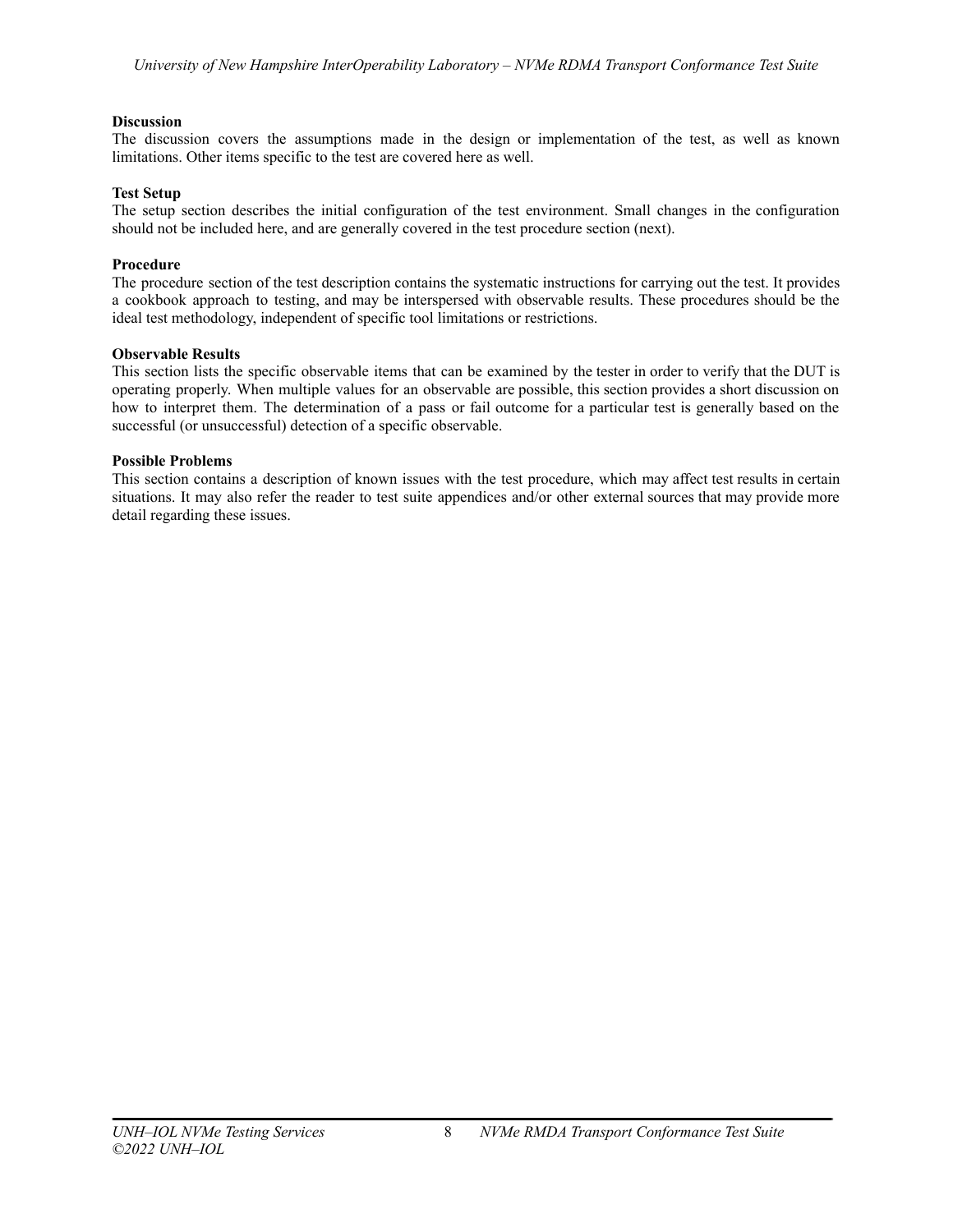**Discussion**
The discussion covers the assumptions made in the design or implementation of the test, as well as known limitations. Other items specific to the test are covered here as well.

**Test Setup**
The setup section describes the initial configuration of the test environment. Small changes in the configuration should not be included here, and are generally covered in the test procedure section (next).

**Procedure**
The procedure section of the test description contains the systematic instructions for carrying out the test. It provides a cookbook approach to testing, and may be interspersed with observable results. These procedures should be the ideal test methodology, independent of specific tool limitations or restrictions.

**Observable Results**
This section lists the specific observable items that can be examined by the tester in order to verify that the DUT is operating properly. When multiple values for an observable are possible, this section provides a short discussion on how to interpret them. The determination of a pass or fail outcome for a particular test is generally based on the successful (or unsuccessful) detection of a specific observable.

**Possible Problems**
This section contains a description of known issues with the test procedure, which may affect test results in certain situations. It may also refer the reader to test suite appendices and/or other external sources that may provide more detail regarding these issues.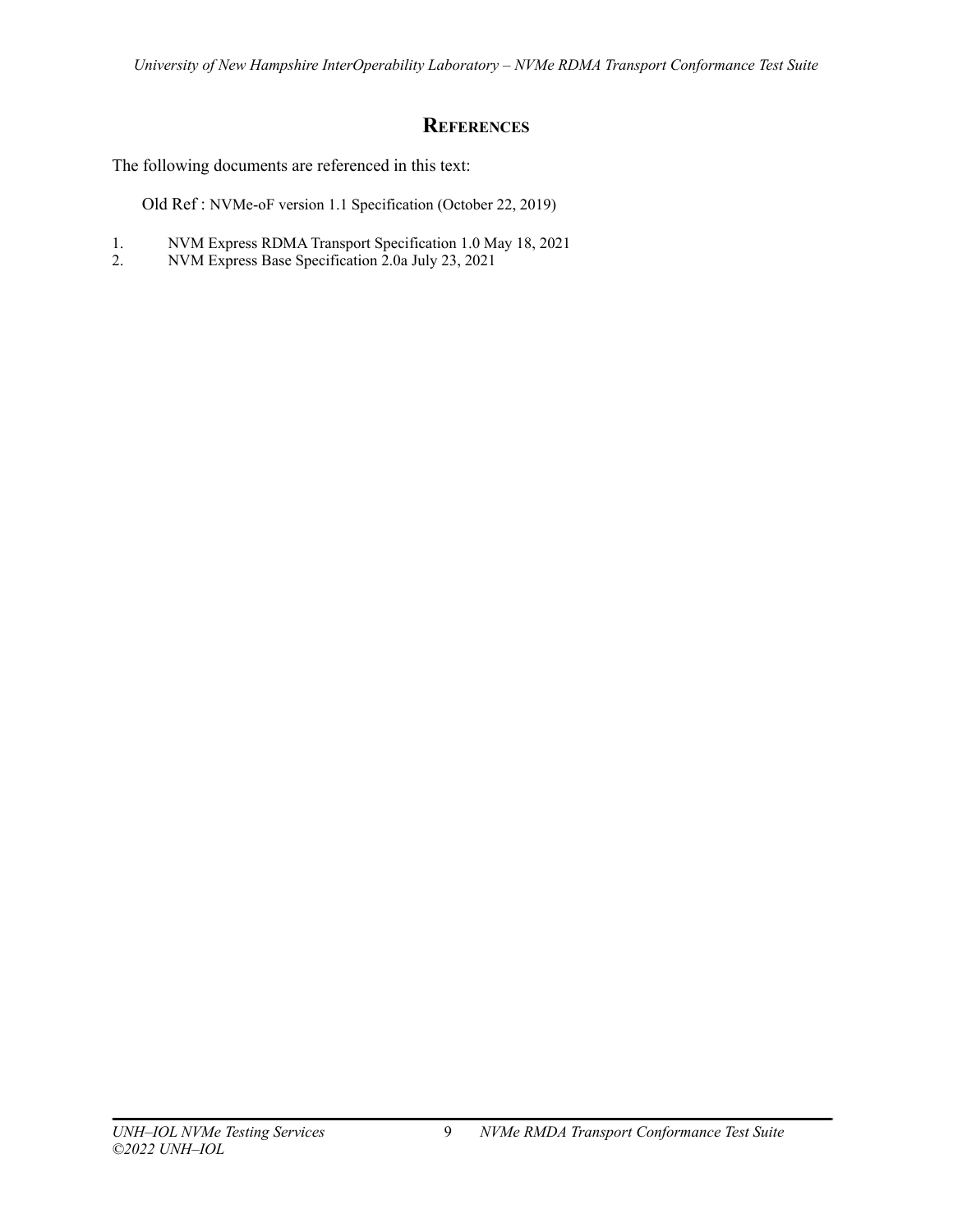# References

The following documents are referenced in this text:

Old Ref : NVMe-oF version 1.1 Specification (October 22, 2019)

1. NVM Express RDMA Transport Specification 1.0 May 18, 2021
2. NVM Express Base Specification 2.0a July 23, 2021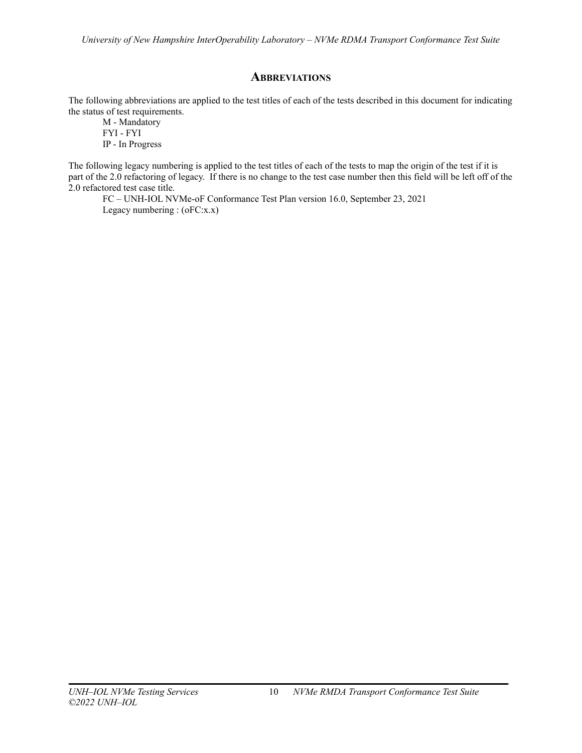## Abbreviations

The following abbreviations are applied to the test titles of each of the tests described in this document for indicating the status of test requirements.

M - Mandatory
FYI - FYI
IP - In Progress

The following legacy numbering is applied to the test titles of each of the tests to map the origin of the test if it is part of the 2.0 refactoring of legacy. If there is no change to the test case number then this field will be left off of the 2.0 refactored test case title.

FC – UNH-IOL NVMe-oF Conformance Test Plan version 16.0, September 23, 2021
Legacy numbering : (oFC:x.x)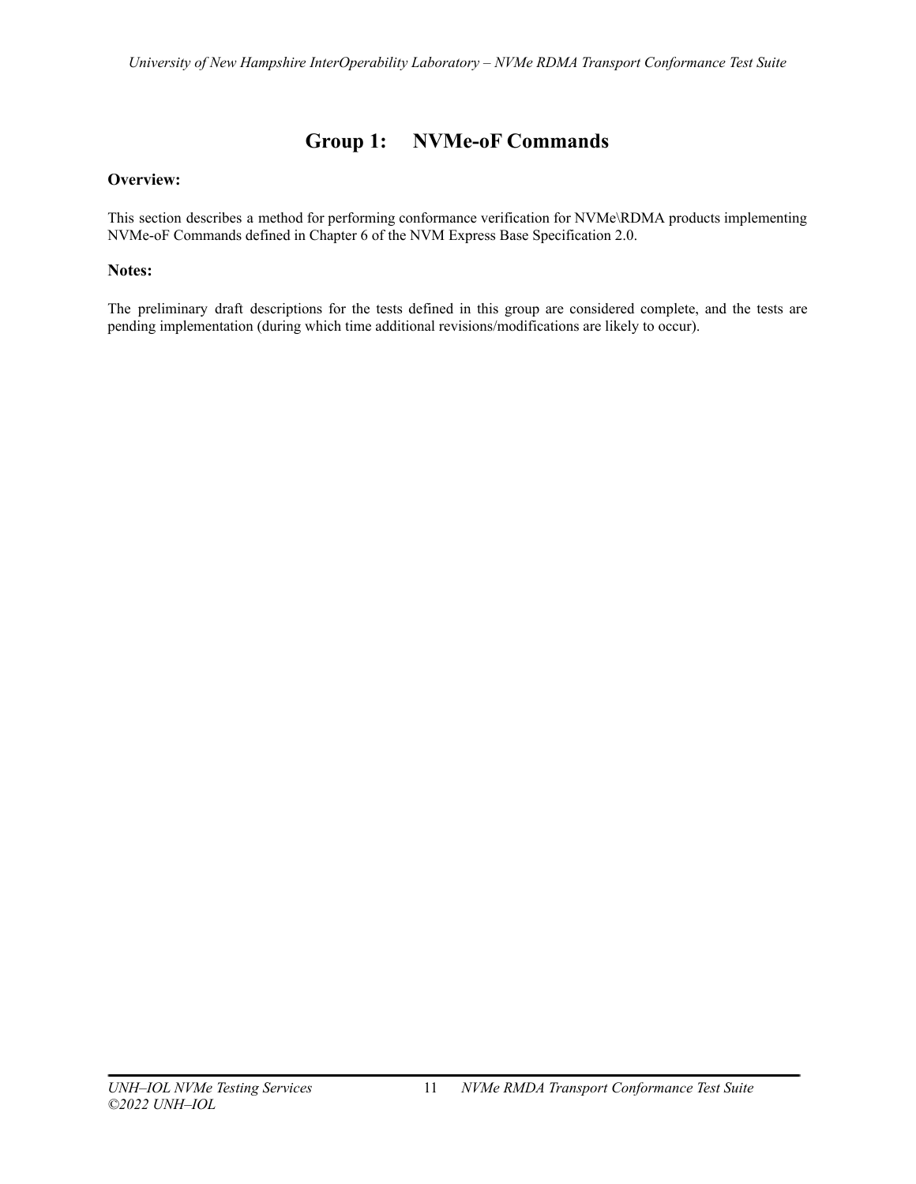# Group 1: NVMe-oF Commands

**Overview:**

This section describes a method for performing conformance verification for NVMe\RDMA products implementing NVMe-oF Commands defined in Chapter 6 of the NVM Express Base Specification 2.0.

**Notes:**

The preliminary draft descriptions for the tests defined in this group are considered complete, and the tests are pending implementation (during which time additional revisions/modifications are likely to occur).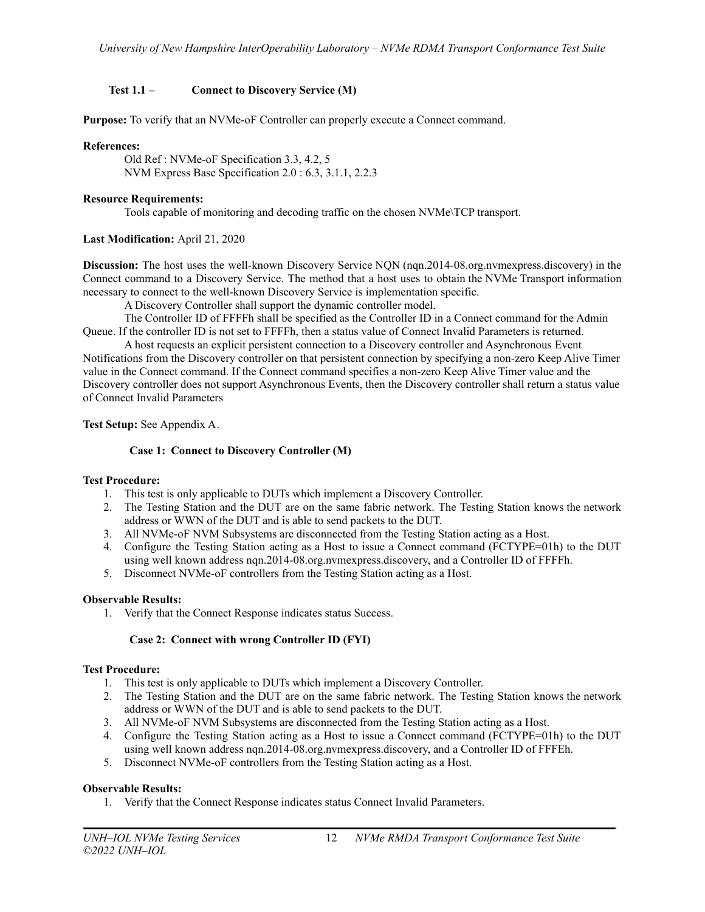### Test 1.1 – Connect to Discovery Service (M)

**Purpose:** To verify that an NVMe-oF Controller can properly execute a Connect command.

**References:**

Old Ref : NVMe-oF Specification 3.3, 4.2, 5
NVM Express Base Specification 2.0 : 6.3, 3.1.1, 2.2.3

**Resource Requirements:**

Tools capable of monitoring and decoding traffic on the chosen NVMe\TCP transport.

**Last Modification:** April 21, 2020

**Discussion:** The host uses the well-known Discovery Service NQN (nqn.2014-08.org.nvmexpress.discovery) in the Connect command to a Discovery Service. The method that a host uses to obtain the NVMe Transport information necessary to connect to the well-known Discovery Service is implementation specific.

A Discovery Controller shall support the dynamic controller model.

The Controller ID of FFFFh shall be specified as the Controller ID in a Connect command for the Admin Queue. If the controller ID is not set to FFFFh, then a status value of Connect Invalid Parameters is returned.

A host requests an explicit persistent connection to a Discovery controller and Asynchronous Event Notifications from the Discovery controller on that persistent connection by specifying a non-zero Keep Alive Timer value in the Connect command. If the Connect command specifies a non-zero Keep Alive Timer value and the Discovery controller does not support Asynchronous Events, then the Discovery controller shall return a status value of Connect Invalid Parameters

**Test Setup:** See Appendix A.

#### Case 1: Connect to Discovery Controller (M)

**Test Procedure:**

1. This test is only applicable to DUTs which implement a Discovery Controller.
2. The Testing Station and the DUT are on the same fabric network. The Testing Station knows the network address or WWN of the DUT and is able to send packets to the DUT.
3. All NVMe-oF NVM Subsystems are disconnected from the Testing Station acting as a Host.
4. Configure the Testing Station acting as a Host to issue a Connect command (FCTYPE=01h) to the DUT using well known address nqn.2014-08.org.nvmexpress.discovery, and a Controller ID of FFFFh.
5. Disconnect NVMe-oF controllers from the Testing Station acting as a Host.

**Observable Results:**

1. Verify that the Connect Response indicates status Success.

#### Case 2: Connect with wrong Controller ID (FYI)

**Test Procedure:**

1. This test is only applicable to DUTs which implement a Discovery Controller.
2. The Testing Station and the DUT are on the same fabric network. The Testing Station knows the network address or WWN of the DUT and is able to send packets to the DUT.
3. All NVMe-oF NVM Subsystems are disconnected from the Testing Station acting as a Host.
4. Configure the Testing Station acting as a Host to issue a Connect command (FCTYPE=01h) to the DUT using well known address nqn.2014-08.org.nvmexpress.discovery, and a Controller ID of FFFEh.
5. Disconnect NVMe-oF controllers from the Testing Station acting as a Host.

**Observable Results:**

1. Verify that the Connect Response indicates status Connect Invalid Parameters.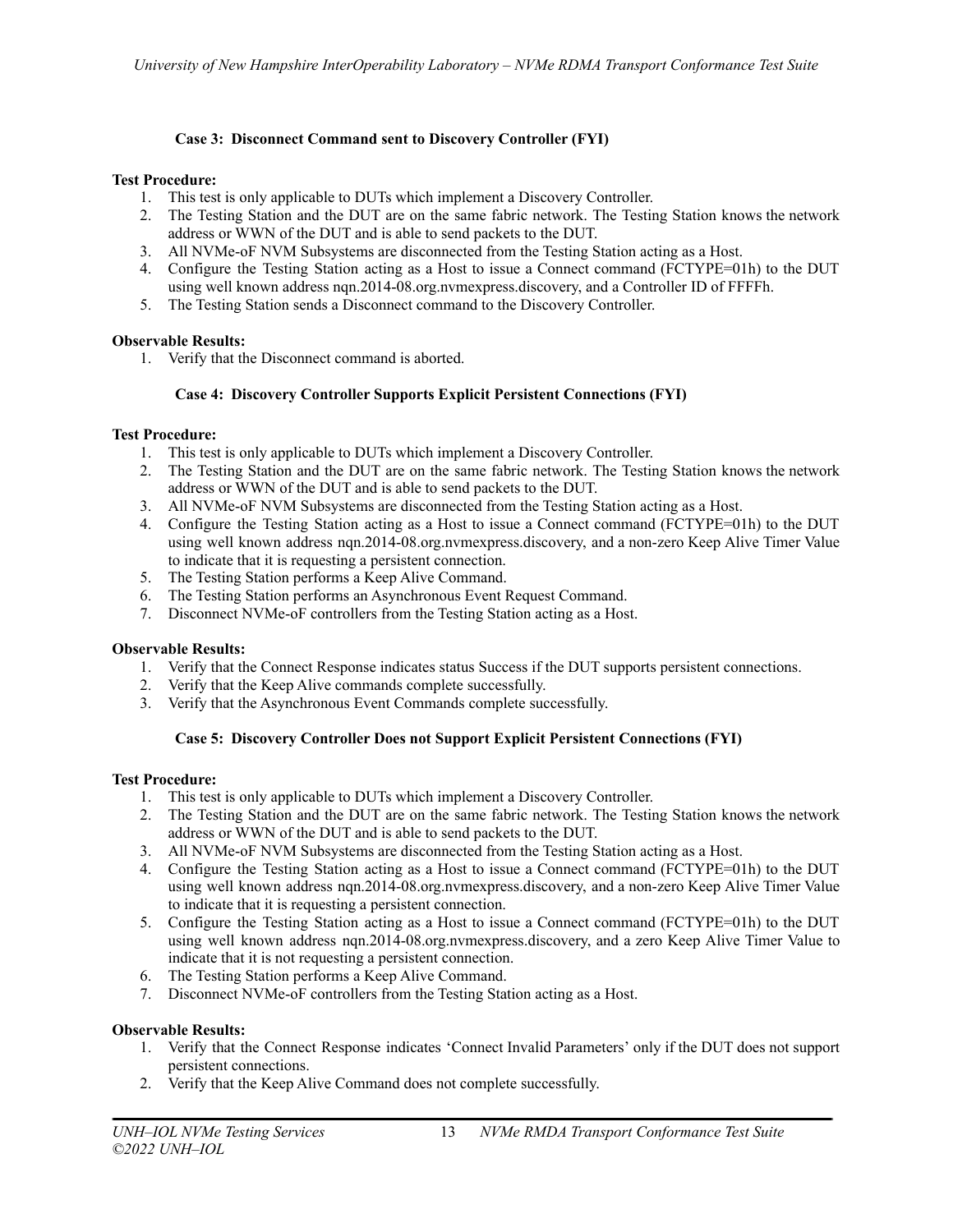#### Case 3: Disconnect Command sent to Discovery Controller (FYI)

**Test Procedure:**

1. This test is only applicable to DUTs which implement a Discovery Controller.
2. The Testing Station and the DUT are on the same fabric network. The Testing Station knows the network address or WWN of the DUT and is able to send packets to the DUT.
3. All NVMe-oF NVM Subsystems are disconnected from the Testing Station acting as a Host.
4. Configure the Testing Station acting as a Host to issue a Connect command (FCTYPE=01h) to the DUT using well known address nqn.2014-08.org.nvmexpress.discovery, and a Controller ID of FFFFh.
5. The Testing Station sends a Disconnect command to the Discovery Controller.

**Observable Results:**

1. Verify that the Disconnect command is aborted.

#### Case 4: Discovery Controller Supports Explicit Persistent Connections (FYI)

**Test Procedure:**

1. This test is only applicable to DUTs which implement a Discovery Controller.
2. The Testing Station and the DUT are on the same fabric network. The Testing Station knows the network address or WWN of the DUT and is able to send packets to the DUT.
3. All NVMe-oF NVM Subsystems are disconnected from the Testing Station acting as a Host.
4. Configure the Testing Station acting as a Host to issue a Connect command (FCTYPE=01h) to the DUT using well known address nqn.2014-08.org.nvmexpress.discovery, and a non-zero Keep Alive Timer Value to indicate that it is requesting a persistent connection.
5. The Testing Station performs a Keep Alive Command.
6. The Testing Station performs an Asynchronous Event Request Command.
7. Disconnect NVMe-oF controllers from the Testing Station acting as a Host.

**Observable Results:**

1. Verify that the Connect Response indicates status Success if the DUT supports persistent connections.
2. Verify that the Keep Alive commands complete successfully.
3. Verify that the Asynchronous Event Commands complete successfully.

#### Case 5: Discovery Controller Does not Support Explicit Persistent Connections (FYI)

**Test Procedure:**

1. This test is only applicable to DUTs which implement a Discovery Controller.
2. The Testing Station and the DUT are on the same fabric network. The Testing Station knows the network address or WWN of the DUT and is able to send packets to the DUT.
3. All NVMe-oF NVM Subsystems are disconnected from the Testing Station acting as a Host.
4. Configure the Testing Station acting as a Host to issue a Connect command (FCTYPE=01h) to the DUT using well known address nqn.2014-08.org.nvmexpress.discovery, and a non-zero Keep Alive Timer Value to indicate that it is requesting a persistent connection.
5. Configure the Testing Station acting as a Host to issue a Connect command (FCTYPE=01h) to the DUT using well known address nqn.2014-08.org.nvmexpress.discovery, and a zero Keep Alive Timer Value to indicate that it is not requesting a persistent connection.
6. The Testing Station performs a Keep Alive Command.
7. Disconnect NVMe-oF controllers from the Testing Station acting as a Host.

**Observable Results:**

1. Verify that the Connect Response indicates 'Connect Invalid Parameters' only if the DUT does not support persistent connections.
2. Verify that the Keep Alive Command does not complete successfully.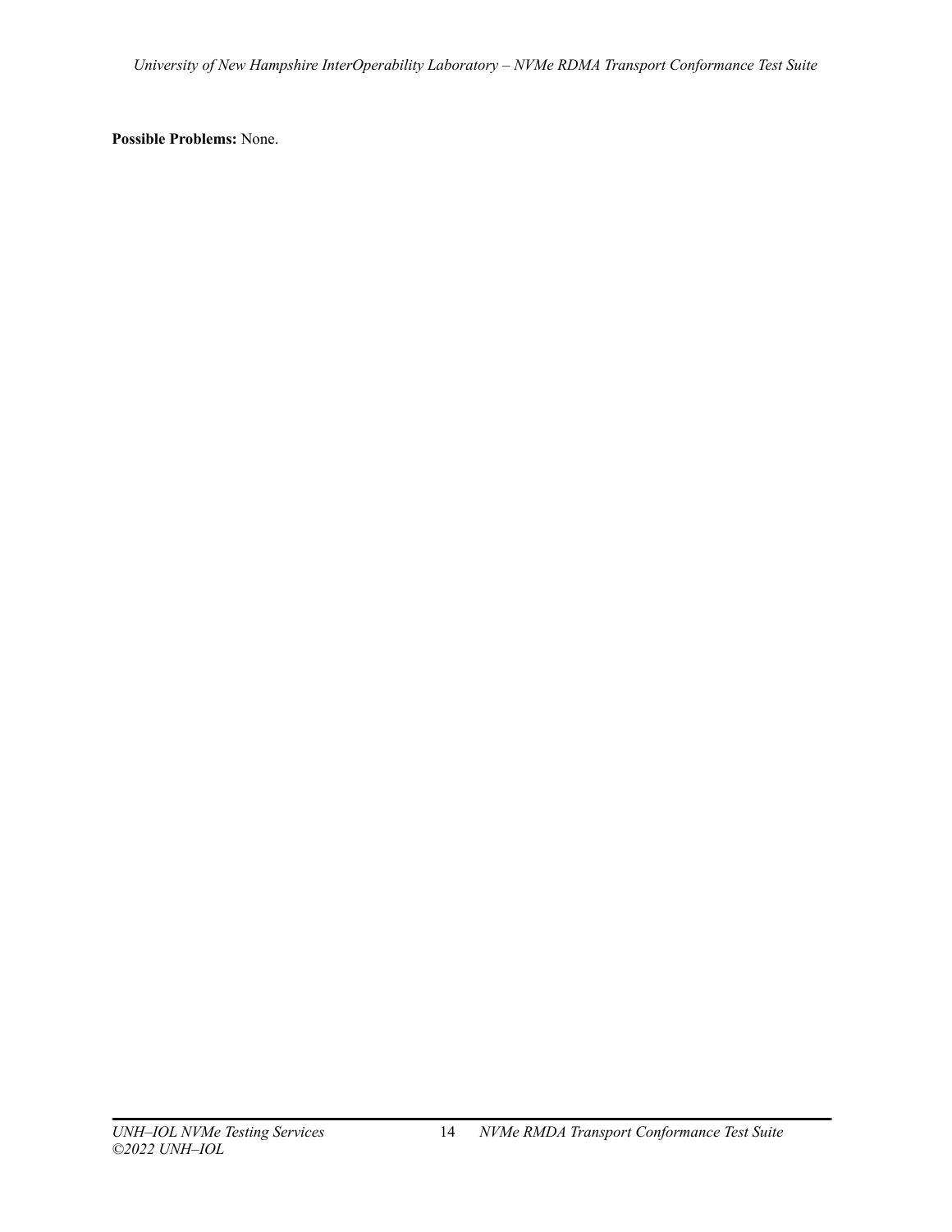**Possible Problems:** None.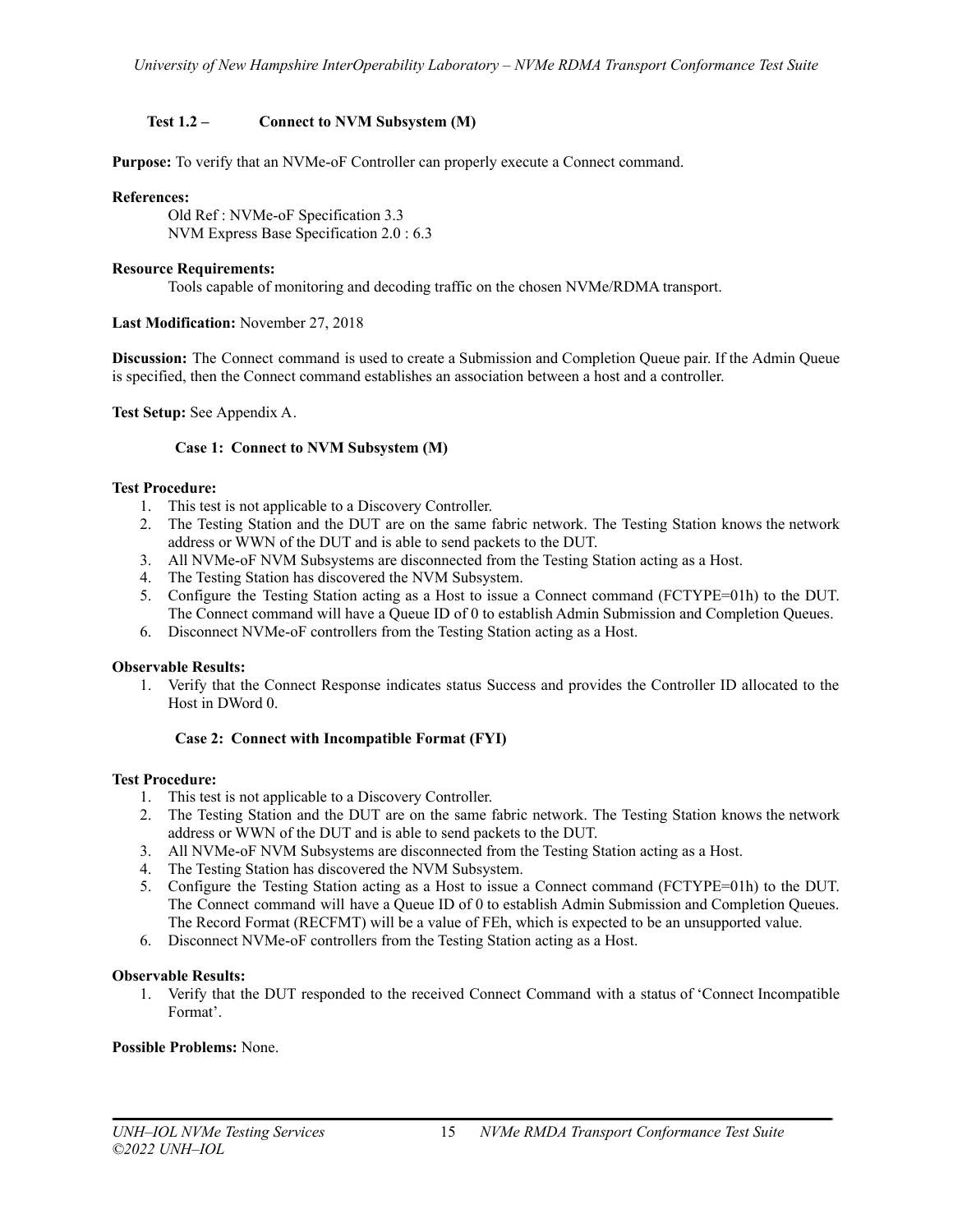### Test 1.2 – Connect to NVM Subsystem (M)

**Purpose:** To verify that an NVMe-oF Controller can properly execute a Connect command.

**References:**

Old Ref : NVMe-oF Specification 3.3
NVM Express Base Specification 2.0 : 6.3

**Resource Requirements:**

Tools capable of monitoring and decoding traffic on the chosen NVMe/RDMA transport.

**Last Modification:** November 27, 2018

**Discussion:** The Connect command is used to create a Submission and Completion Queue pair. If the Admin Queue is specified, then the Connect command establishes an association between a host and a controller.

**Test Setup:** See Appendix A.

#### Case 1: Connect to NVM Subsystem (M)

**Test Procedure:**

1. This test is not applicable to a Discovery Controller.
2. The Testing Station and the DUT are on the same fabric network. The Testing Station knows the network address or WWN of the DUT and is able to send packets to the DUT.
3. All NVMe-oF NVM Subsystems are disconnected from the Testing Station acting as a Host.
4. The Testing Station has discovered the NVM Subsystem.
5. Configure the Testing Station acting as a Host to issue a Connect command (FCTYPE=01h) to the DUT. The Connect command will have a Queue ID of 0 to establish Admin Submission and Completion Queues.
6. Disconnect NVMe-oF controllers from the Testing Station acting as a Host.

**Observable Results:**

1. Verify that the Connect Response indicates status Success and provides the Controller ID allocated to the Host in DWord 0.

#### Case 2: Connect with Incompatible Format (FYI)

**Test Procedure:**

1. This test is not applicable to a Discovery Controller.
2. The Testing Station and the DUT are on the same fabric network. The Testing Station knows the network address or WWN of the DUT and is able to send packets to the DUT.
3. All NVMe-oF NVM Subsystems are disconnected from the Testing Station acting as a Host.
4. The Testing Station has discovered the NVM Subsystem.
5. Configure the Testing Station acting as a Host to issue a Connect command (FCTYPE=01h) to the DUT. The Connect command will have a Queue ID of 0 to establish Admin Submission and Completion Queues. The Record Format (RECFMT) will be a value of FEh, which is expected to be an unsupported value.
6. Disconnect NVMe-oF controllers from the Testing Station acting as a Host.

**Observable Results:**

1. Verify that the DUT responded to the received Connect Command with a status of 'Connect Incompatible Format'.

**Possible Problems:** None.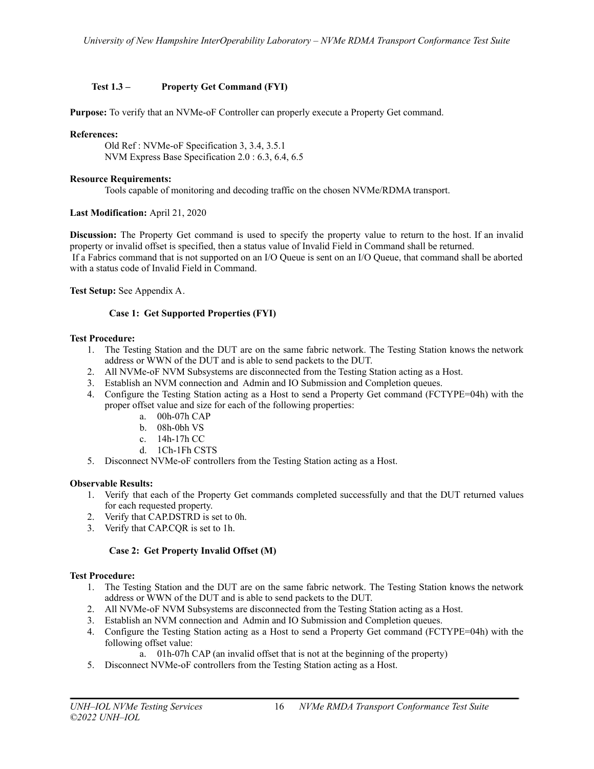### Test 1.3 – Property Get Command (FYI)

**Purpose:** To verify that an NVMe-oF Controller can properly execute a Property Get command.

**References:**

Old Ref : NVMe-oF Specification 3, 3.4, 3.5.1
NVM Express Base Specification 2.0 : 6.3, 6.4, 6.5

**Resource Requirements:**

Tools capable of monitoring and decoding traffic on the chosen NVMe/RDMA transport.

**Last Modification:** April 21, 2020

**Discussion:** The Property Get command is used to specify the property value to return to the host. If an invalid property or invalid offset is specified, then a status value of Invalid Field in Command shall be returned.
If a Fabrics command that is not supported on an I/O Queue is sent on an I/O Queue, that command shall be aborted with a status code of Invalid Field in Command.

**Test Setup:** See Appendix A.

#### Case 1: Get Supported Properties (FYI)

**Test Procedure:**

1. The Testing Station and the DUT are on the same fabric network. The Testing Station knows the network address or WWN of the DUT and is able to send packets to the DUT.
2. All NVMe-oF NVM Subsystems are disconnected from the Testing Station acting as a Host.
3. Establish an NVM connection and Admin and IO Submission and Completion queues.
4. Configure the Testing Station acting as a Host to send a Property Get command (FCTYPE=04h) with the proper offset value and size for each of the following properties:
   a. 00h-07h CAP
   b. 08h-0bh VS
   c. 14h-17h CC
   d. 1Ch-1Fh CSTS
5. Disconnect NVMe-oF controllers from the Testing Station acting as a Host.

**Observable Results:**

1. Verify that each of the Property Get commands completed successfully and that the DUT returned values for each requested property.
2. Verify that CAP.DSTRD is set to 0h.
3. Verify that CAP.CQR is set to 1h.

#### Case 2: Get Property Invalid Offset (M)

**Test Procedure:**

1. The Testing Station and the DUT are on the same fabric network. The Testing Station knows the network address or WWN of the DUT and is able to send packets to the DUT.
2. All NVMe-oF NVM Subsystems are disconnected from the Testing Station acting as a Host.
3. Establish an NVM connection and Admin and IO Submission and Completion queues.
4. Configure the Testing Station acting as a Host to send a Property Get command (FCTYPE=04h) with the following offset value:
   a. 01h-07h CAP (an invalid offset that is not at the beginning of the property)
5. Disconnect NVMe-oF controllers from the Testing Station acting as a Host.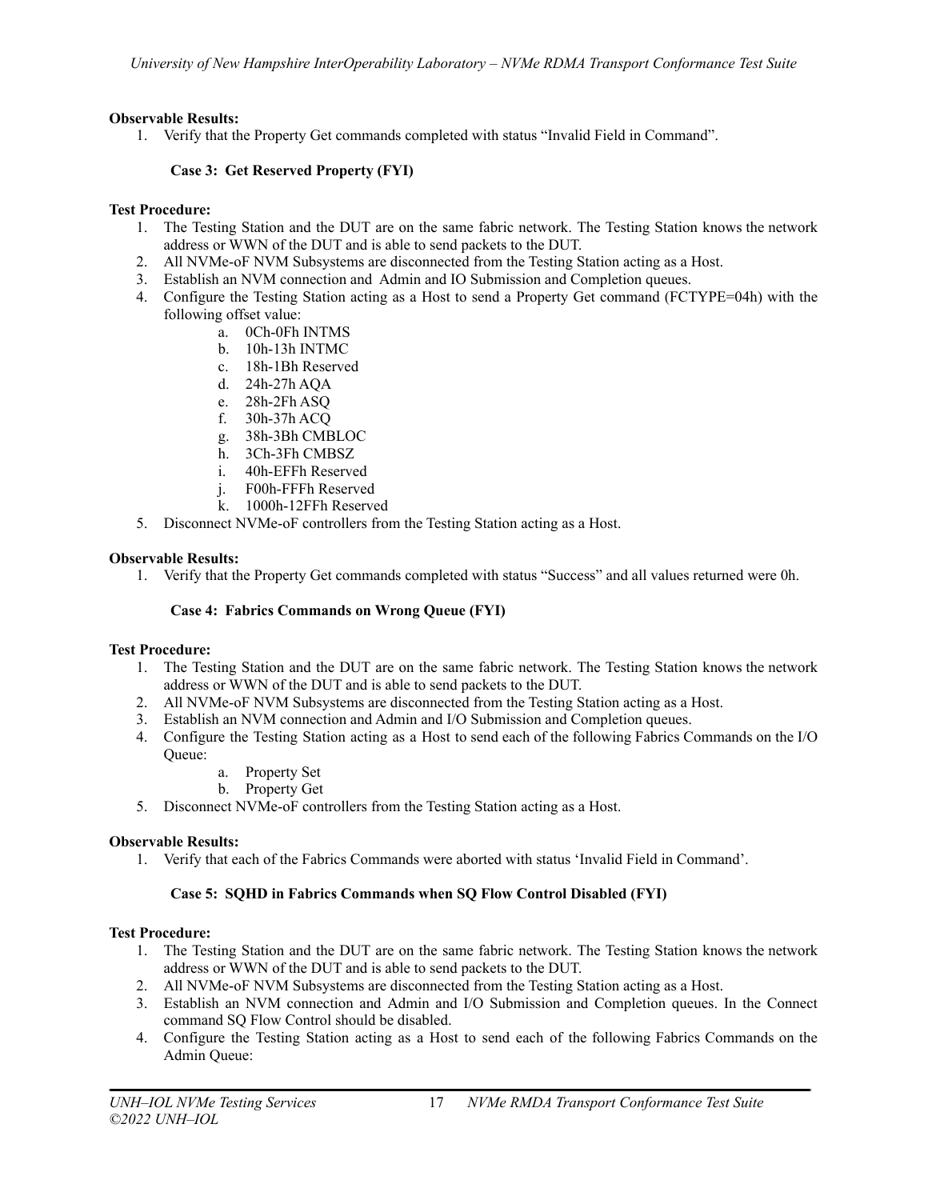**Observable Results:**

1. Verify that the Property Get commands completed with status "Invalid Field in Command".

### Case 3: Get Reserved Property (FYI)

**Test Procedure:**

1. The Testing Station and the DUT are on the same fabric network. The Testing Station knows the network address or WWN of the DUT and is able to send packets to the DUT.
2. All NVMe-oF NVM Subsystems are disconnected from the Testing Station acting as a Host.
3. Establish an NVM connection and Admin and IO Submission and Completion queues.
4. Configure the Testing Station acting as a Host to send a Property Get command (FCTYPE=04h) with the following offset value:
    a. 0Ch-0Fh INTMS
    b. 10h-13h INTMC
    c. 18h-1Bh Reserved
    d. 24h-27h AQA
    e. 28h-2Fh ASQ
    f. 30h-37h ACQ
    g. 38h-3Bh CMBLOC
    h. 3Ch-3Fh CMBSZ
    i. 40h-EFFh Reserved
    j. F00h-FFFh Reserved
    k. 1000h-12FFh Reserved
5. Disconnect NVMe-oF controllers from the Testing Station acting as a Host.

**Observable Results:**

1. Verify that the Property Get commands completed with status "Success" and all values returned were 0h.

### Case 4: Fabrics Commands on Wrong Queue (FYI)

**Test Procedure:**

1. The Testing Station and the DUT are on the same fabric network. The Testing Station knows the network address or WWN of the DUT and is able to send packets to the DUT.
2. All NVMe-oF NVM Subsystems are disconnected from the Testing Station acting as a Host.
3. Establish an NVM connection and Admin and I/O Submission and Completion queues.
4. Configure the Testing Station acting as a Host to send each of the following Fabrics Commands on the I/O Queue:
    a. Property Set
    b. Property Get
5. Disconnect NVMe-oF controllers from the Testing Station acting as a Host.

**Observable Results:**

1. Verify that each of the Fabrics Commands were aborted with status 'Invalid Field in Command'.

### Case 5: SQHD in Fabrics Commands when SQ Flow Control Disabled (FYI)

**Test Procedure:**

1. The Testing Station and the DUT are on the same fabric network. The Testing Station knows the network address or WWN of the DUT and is able to send packets to the DUT.
2. All NVMe-oF NVM Subsystems are disconnected from the Testing Station acting as a Host.
3. Establish an NVM connection and Admin and I/O Submission and Completion queues. In the Connect command SQ Flow Control should be disabled.
4. Configure the Testing Station acting as a Host to send each of the following Fabrics Commands on the Admin Queue: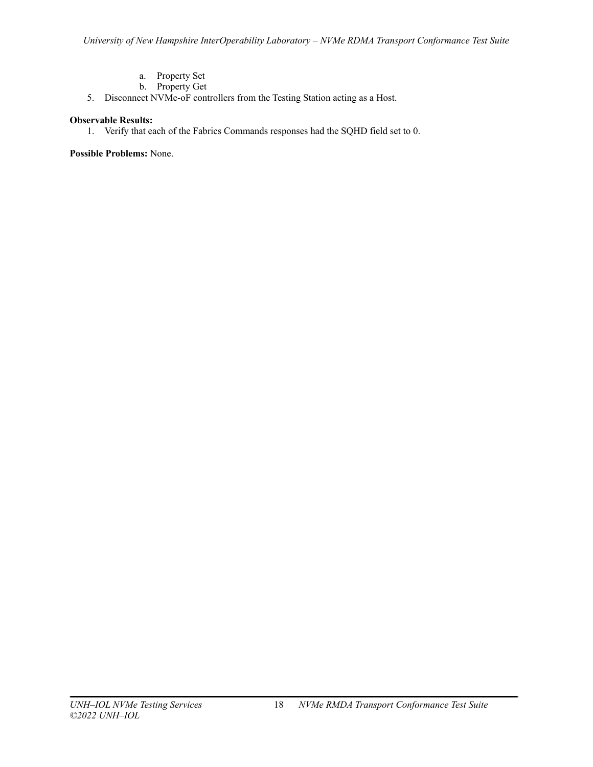a. Property Set
    b. Property Get
5. Disconnect NVMe-oF controllers from the Testing Station acting as a Host.

**Observable Results:**
1. Verify that each of the Fabrics Commands responses had the SQHD field set to 0.

**Possible Problems:** None.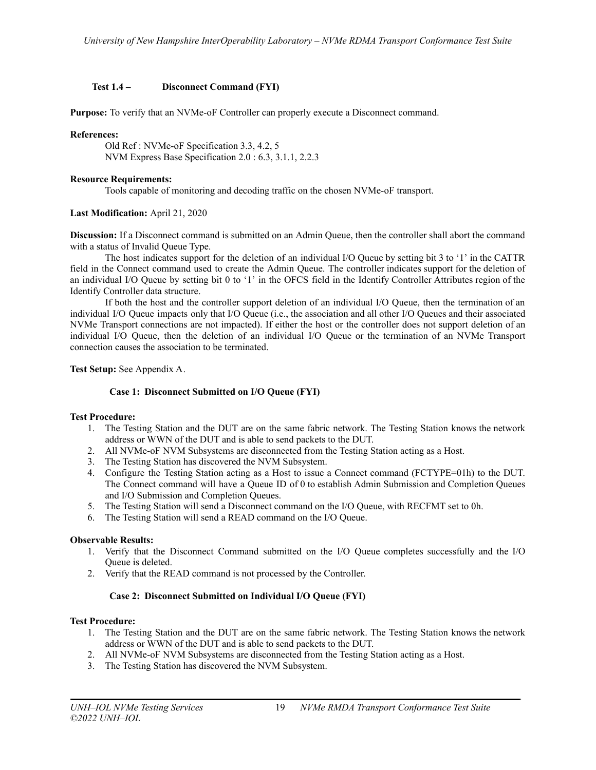### Test 1.4 – Disconnect Command (FYI)

**Purpose:** To verify that an NVMe-oF Controller can properly execute a Disconnect command.

**References:**

Old Ref : NVMe-oF Specification 3.3, 4.2, 5
NVM Express Base Specification 2.0 : 6.3, 3.1.1, 2.2.3

**Resource Requirements:**

Tools capable of monitoring and decoding traffic on the chosen NVMe-oF transport.

**Last Modification:** April 21, 2020

**Discussion:** If a Disconnect command is submitted on an Admin Queue, then the controller shall abort the command with a status of Invalid Queue Type.

The host indicates support for the deletion of an individual I/O Queue by setting bit 3 to '1' in the CATTR field in the Connect command used to create the Admin Queue. The controller indicates support for the deletion of an individual I/O Queue by setting bit 0 to '1' in the OFCS field in the Identify Controller Attributes region of the Identify Controller data structure.

If both the host and the controller support deletion of an individual I/O Queue, then the termination of an individual I/O Queue impacts only that I/O Queue (i.e., the association and all other I/O Queues and their associated NVMe Transport connections are not impacted). If either the host or the controller does not support deletion of an individual I/O Queue, then the deletion of an individual I/O Queue or the termination of an NVMe Transport connection causes the association to be terminated.

**Test Setup:** See Appendix A.

#### Case 1: Disconnect Submitted on I/O Queue (FYI)

**Test Procedure:**

1. The Testing Station and the DUT are on the same fabric network. The Testing Station knows the network address or WWN of the DUT and is able to send packets to the DUT.
2. All NVMe-oF NVM Subsystems are disconnected from the Testing Station acting as a Host.
3. The Testing Station has discovered the NVM Subsystem.
4. Configure the Testing Station acting as a Host to issue a Connect command (FCTYPE=01h) to the DUT. The Connect command will have a Queue ID of 0 to establish Admin Submission and Completion Queues and I/O Submission and Completion Queues.
5. The Testing Station will send a Disconnect command on the I/O Queue, with RECFMT set to 0h.
6. The Testing Station will send a READ command on the I/O Queue.

**Observable Results:**

1. Verify that the Disconnect Command submitted on the I/O Queue completes successfully and the I/O Queue is deleted.
2. Verify that the READ command is not processed by the Controller.

#### Case 2: Disconnect Submitted on Individual I/O Queue (FYI)

**Test Procedure:**

1. The Testing Station and the DUT are on the same fabric network. The Testing Station knows the network address or WWN of the DUT and is able to send packets to the DUT.
2. All NVMe-oF NVM Subsystems are disconnected from the Testing Station acting as a Host.
3. The Testing Station has discovered the NVM Subsystem.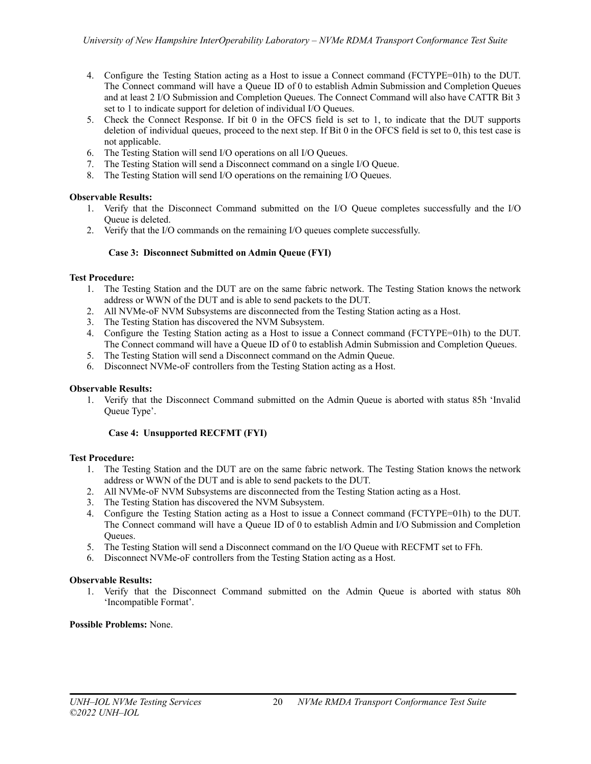4. Configure the Testing Station acting as a Host to issue a Connect command (FCTYPE=01h) to the DUT. The Connect command will have a Queue ID of 0 to establish Admin Submission and Completion Queues and at least 2 I/O Submission and Completion Queues. The Connect Command will also have CATTR Bit 3 set to 1 to indicate support for deletion of individual I/O Queues.
5. Check the Connect Response. If bit 0 in the OFCS field is set to 1, to indicate that the DUT supports deletion of individual queues, proceed to the next step. If Bit 0 in the OFCS field is set to 0, this test case is not applicable.
6. The Testing Station will send I/O operations on all I/O Queues.
7. The Testing Station will send a Disconnect command on a single I/O Queue.
8. The Testing Station will send I/O operations on the remaining I/O Queues.

**Observable Results:**

1. Verify that the Disconnect Command submitted on the I/O Queue completes successfully and the I/O Queue is deleted.
2. Verify that the I/O commands on the remaining I/O queues complete successfully.

**Case 3: Disconnect Submitted on Admin Queue (FYI)**

**Test Procedure:**

1. The Testing Station and the DUT are on the same fabric network. The Testing Station knows the network address or WWN of the DUT and is able to send packets to the DUT.
2. All NVMe-oF NVM Subsystems are disconnected from the Testing Station acting as a Host.
3. The Testing Station has discovered the NVM Subsystem.
4. Configure the Testing Station acting as a Host to issue a Connect command (FCTYPE=01h) to the DUT. The Connect command will have a Queue ID of 0 to establish Admin Submission and Completion Queues.
5. The Testing Station will send a Disconnect command on the Admin Queue.
6. Disconnect NVMe-oF controllers from the Testing Station acting as a Host.

**Observable Results:**

1. Verify that the Disconnect Command submitted on the Admin Queue is aborted with status 85h 'Invalid Queue Type'.

**Case 4: Unsupported RECFMT (FYI)**

**Test Procedure:**

1. The Testing Station and the DUT are on the same fabric network. The Testing Station knows the network address or WWN of the DUT and is able to send packets to the DUT.
2. All NVMe-oF NVM Subsystems are disconnected from the Testing Station acting as a Host.
3. The Testing Station has discovered the NVM Subsystem.
4. Configure the Testing Station acting as a Host to issue a Connect command (FCTYPE=01h) to the DUT. The Connect command will have a Queue ID of 0 to establish Admin and I/O Submission and Completion Queues.
5. The Testing Station will send a Disconnect command on the I/O Queue with RECFMT set to FFh.
6. Disconnect NVMe-oF controllers from the Testing Station acting as a Host.

**Observable Results:**

1. Verify that the Disconnect Command submitted on the Admin Queue is aborted with status 80h 'Incompatible Format'.

**Possible Problems:** None.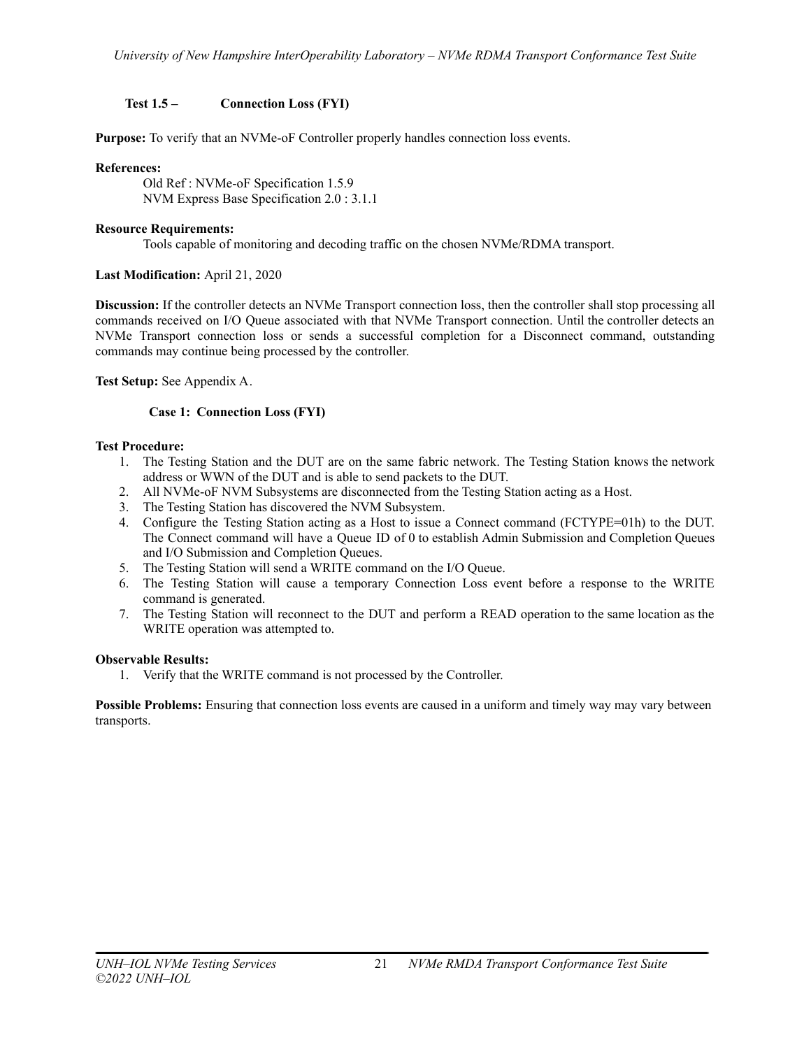### Test 1.5 – Connection Loss (FYI)

**Purpose:** To verify that an NVMe-oF Controller properly handles connection loss events.

**References:**

Old Ref : NVMe-oF Specification 1.5.9
NVM Express Base Specification 2.0 : 3.1.1

**Resource Requirements:**

Tools capable of monitoring and decoding traffic on the chosen NVMe/RDMA transport.

**Last Modification:** April 21, 2020

**Discussion:** If the controller detects an NVMe Transport connection loss, then the controller shall stop processing all commands received on I/O Queue associated with that NVMe Transport connection. Until the controller detects an NVMe Transport connection loss or sends a successful completion for a Disconnect command, outstanding commands may continue being processed by the controller.

**Test Setup:** See Appendix A.

#### Case 1: Connection Loss (FYI)

**Test Procedure:**

1. The Testing Station and the DUT are on the same fabric network. The Testing Station knows the network address or WWN of the DUT and is able to send packets to the DUT.
2. All NVMe-oF NVM Subsystems are disconnected from the Testing Station acting as a Host.
3. The Testing Station has discovered the NVM Subsystem.
4. Configure the Testing Station acting as a Host to issue a Connect command (FCTYPE=01h) to the DUT. The Connect command will have a Queue ID of 0 to establish Admin Submission and Completion Queues and I/O Submission and Completion Queues.
5. The Testing Station will send a WRITE command on the I/O Queue.
6. The Testing Station will cause a temporary Connection Loss event before a response to the WRITE command is generated.
7. The Testing Station will reconnect to the DUT and perform a READ operation to the same location as the WRITE operation was attempted to.

**Observable Results:**

1. Verify that the WRITE command is not processed by the Controller.

**Possible Problems:** Ensuring that connection loss events are caused in a uniform and timely way may vary between transports.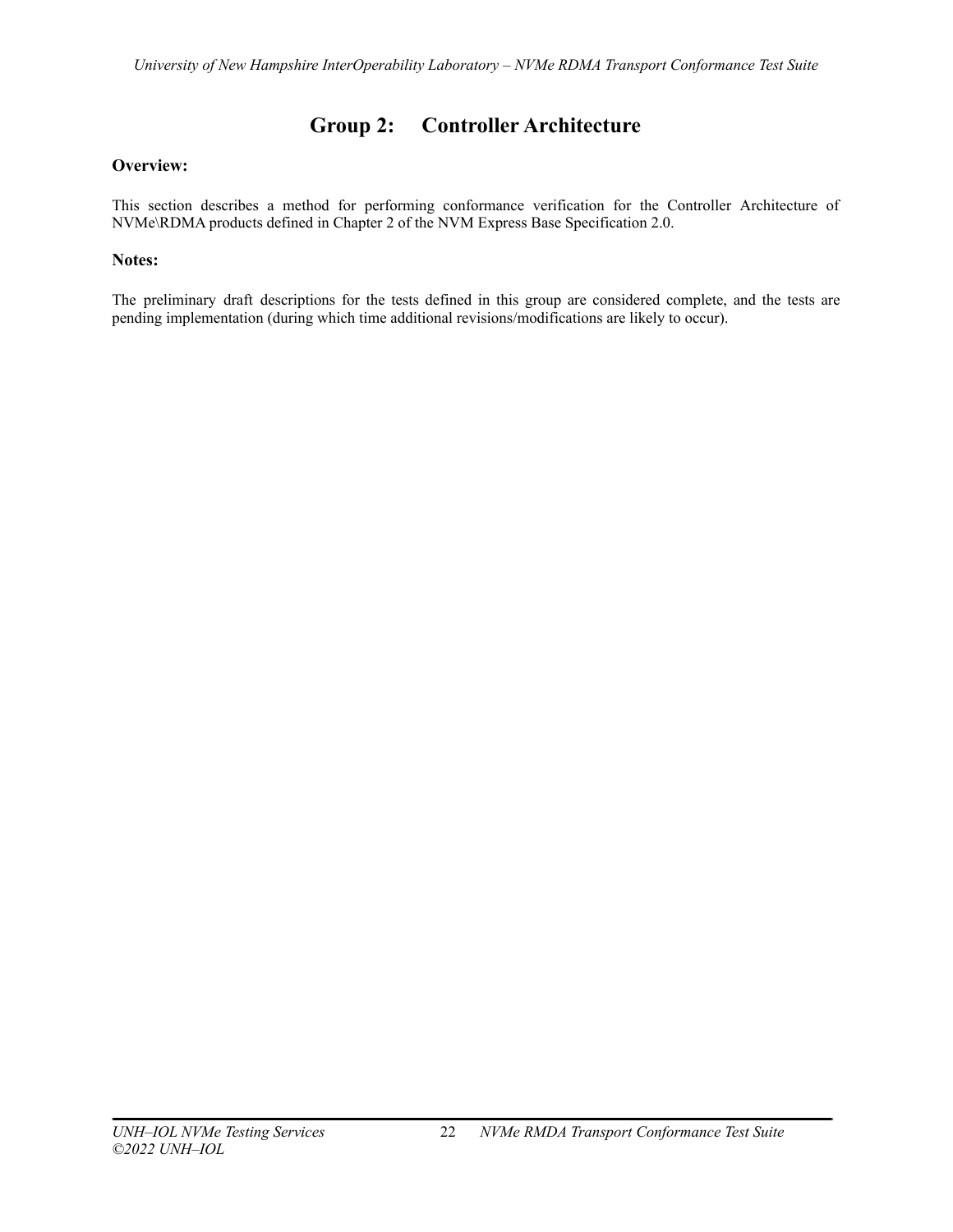# Group 2: Controller Architecture

**Overview:**

This section describes a method for performing conformance verification for the Controller Architecture of NVMe\RDMA products defined in Chapter 2 of the NVM Express Base Specification 2.0.

**Notes:**

The preliminary draft descriptions for the tests defined in this group are considered complete, and the tests are pending implementation (during which time additional revisions/modifications are likely to occur).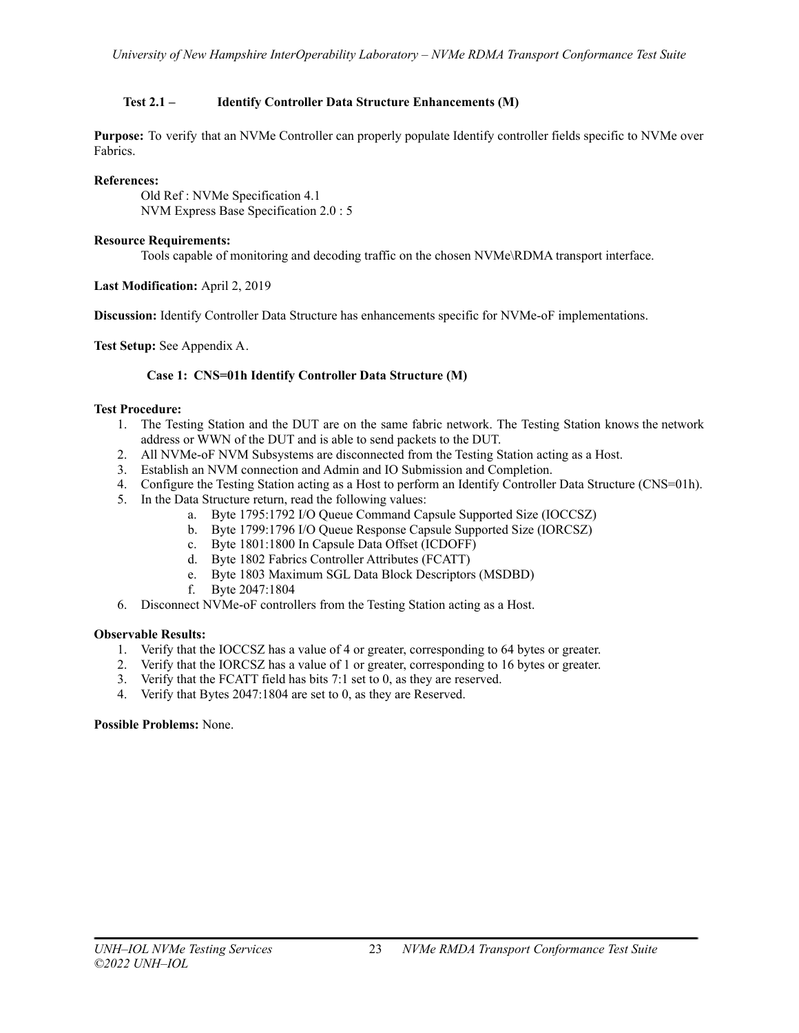### Test 2.1 – Identify Controller Data Structure Enhancements (M)

**Purpose:** To verify that an NVMe Controller can properly populate Identify controller fields specific to NVMe over Fabrics.

**References:**

Old Ref : NVMe Specification 4.1
NVM Express Base Specification 2.0 : 5

**Resource Requirements:**

Tools capable of monitoring and decoding traffic on the chosen NVMe\RDMA transport interface.

**Last Modification:** April 2, 2019

**Discussion:** Identify Controller Data Structure has enhancements specific for NVMe-oF implementations.

**Test Setup:** See Appendix A.

#### Case 1: CNS=01h Identify Controller Data Structure (M)

**Test Procedure:**

1. The Testing Station and the DUT are on the same fabric network. The Testing Station knows the network address or WWN of the DUT and is able to send packets to the DUT.
2. All NVMe-oF NVM Subsystems are disconnected from the Testing Station acting as a Host.
3. Establish an NVM connection and Admin and IO Submission and Completion.
4. Configure the Testing Station acting as a Host to perform an Identify Controller Data Structure (CNS=01h).
5. In the Data Structure return, read the following values:
   a. Byte 1795:1792 I/O Queue Command Capsule Supported Size (IOCCSZ)
   b. Byte 1799:1796 I/O Queue Response Capsule Supported Size (IORCSZ)
   c. Byte 1801:1800 In Capsule Data Offset (ICDOFF)
   d. Byte 1802 Fabrics Controller Attributes (FCATT)
   e. Byte 1803 Maximum SGL Data Block Descriptors (MSDBD)
   f. Byte 2047:1804
6. Disconnect NVMe-oF controllers from the Testing Station acting as a Host.

**Observable Results:**

1. Verify that the IOCCSZ has a value of 4 or greater, corresponding to 64 bytes or greater.
2. Verify that the IORCSZ has a value of 1 or greater, corresponding to 16 bytes or greater.
3. Verify that the FCATT field has bits 7:1 set to 0, as they are reserved.
4. Verify that Bytes 2047:1804 are set to 0, as they are Reserved.

**Possible Problems:** None.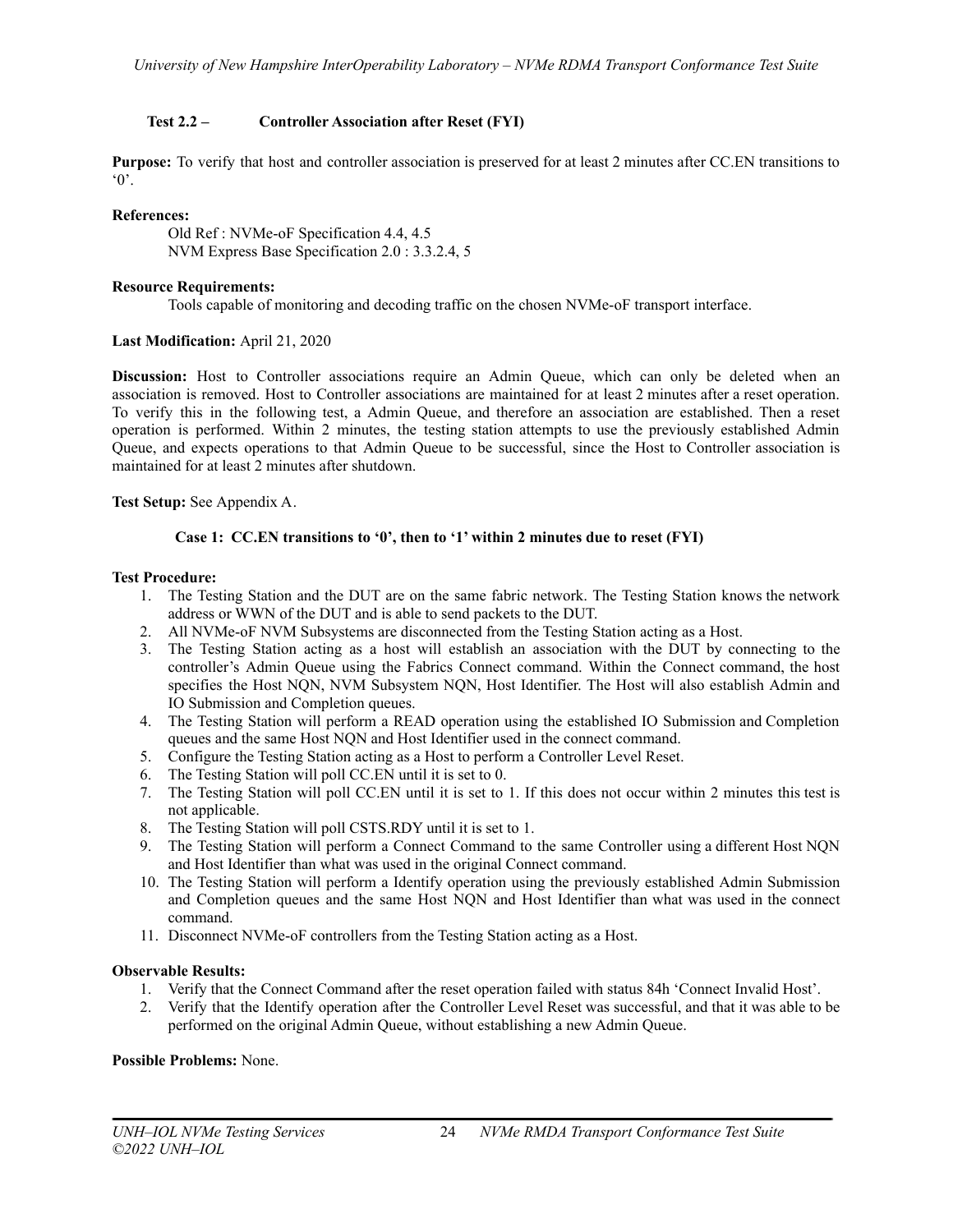### Test 2.2 – Controller Association after Reset (FYI)

**Purpose:** To verify that host and controller association is preserved for at least 2 minutes after CC.EN transitions to '0'.

**References:**

Old Ref : NVMe-oF Specification 4.4, 4.5
NVM Express Base Specification 2.0 : 3.3.2.4, 5

**Resource Requirements:**

Tools capable of monitoring and decoding traffic on the chosen NVMe-oF transport interface.

**Last Modification:** April 21, 2020

**Discussion:** Host to Controller associations require an Admin Queue, which can only be deleted when an association is removed. Host to Controller associations are maintained for at least 2 minutes after a reset operation. To verify this in the following test, a Admin Queue, and therefore an association are established. Then a reset operation is performed. Within 2 minutes, the testing station attempts to use the previously established Admin Queue, and expects operations to that Admin Queue to be successful, since the Host to Controller association is maintained for at least 2 minutes after shutdown.

**Test Setup:** See Appendix A.

#### Case 1: CC.EN transitions to '0', then to '1' within 2 minutes due to reset (FYI)

**Test Procedure:**

1. The Testing Station and the DUT are on the same fabric network. The Testing Station knows the network address or WWN of the DUT and is able to send packets to the DUT.
2. All NVMe-oF NVM Subsystems are disconnected from the Testing Station acting as a Host.
3. The Testing Station acting as a host will establish an association with the DUT by connecting to the controller's Admin Queue using the Fabrics Connect command. Within the Connect command, the host specifies the Host NQN, NVM Subsystem NQN, Host Identifier. The Host will also establish Admin and IO Submission and Completion queues.
4. The Testing Station will perform a READ operation using the established IO Submission and Completion queues and the same Host NQN and Host Identifier used in the connect command.
5. Configure the Testing Station acting as a Host to perform a Controller Level Reset.
6. The Testing Station will poll CC.EN until it is set to 0.
7. The Testing Station will poll CC.EN until it is set to 1. If this does not occur within 2 minutes this test is not applicable.
8. The Testing Station will poll CSTS.RDY until it is set to 1.
9. The Testing Station will perform a Connect Command to the same Controller using a different Host NQN and Host Identifier than what was used in the original Connect command.
10. The Testing Station will perform a Identify operation using the previously established Admin Submission and Completion queues and the same Host NQN and Host Identifier than what was used in the connect command.
11. Disconnect NVMe-oF controllers from the Testing Station acting as a Host.

**Observable Results:**

1. Verify that the Connect Command after the reset operation failed with status 84h 'Connect Invalid Host'.
2. Verify that the Identify operation after the Controller Level Reset was successful, and that it was able to be performed on the original Admin Queue, without establishing a new Admin Queue.

**Possible Problems:** None.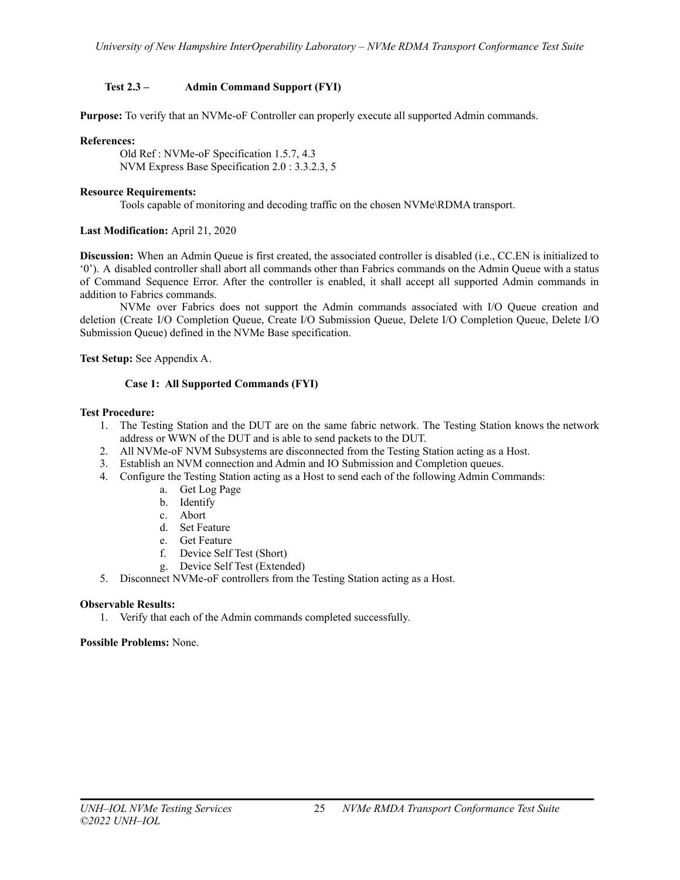### Test 2.3 – Admin Command Support (FYI)

**Purpose:** To verify that an NVMe-oF Controller can properly execute all supported Admin commands.

**References:**

Old Ref : NVMe-oF Specification 1.5.7, 4.3
NVM Express Base Specification 2.0 : 3.3.2.3, 5

**Resource Requirements:**

Tools capable of monitoring and decoding traffic on the chosen NVMe\RDMA transport.

**Last Modification:** April 21, 2020

**Discussion:** When an Admin Queue is first created, the associated controller is disabled (i.e., CC.EN is initialized to '0'). A disabled controller shall abort all commands other than Fabrics commands on the Admin Queue with a status of Command Sequence Error. After the controller is enabled, it shall accept all supported Admin commands in addition to Fabrics commands.

NVMe over Fabrics does not support the Admin commands associated with I/O Queue creation and deletion (Create I/O Completion Queue, Create I/O Submission Queue, Delete I/O Completion Queue, Delete I/O Submission Queue) defined in the NVMe Base specification.

**Test Setup:** See Appendix A.

#### Case 1: All Supported Commands (FYI)

**Test Procedure:**

1. The Testing Station and the DUT are on the same fabric network. The Testing Station knows the network address or WWN of the DUT and is able to send packets to the DUT.
2. All NVMe-oF NVM Subsystems are disconnected from the Testing Station acting as a Host.
3. Establish an NVM connection and Admin and IO Submission and Completion queues.
4. Configure the Testing Station acting as a Host to send each of the following Admin Commands:
   a. Get Log Page
   b. Identify
   c. Abort
   d. Set Feature
   e. Get Feature
   f. Device Self Test (Short)
   g. Device Self Test (Extended)
5. Disconnect NVMe-oF controllers from the Testing Station acting as a Host.

**Observable Results:**

1. Verify that each of the Admin commands completed successfully.

**Possible Problems:** None.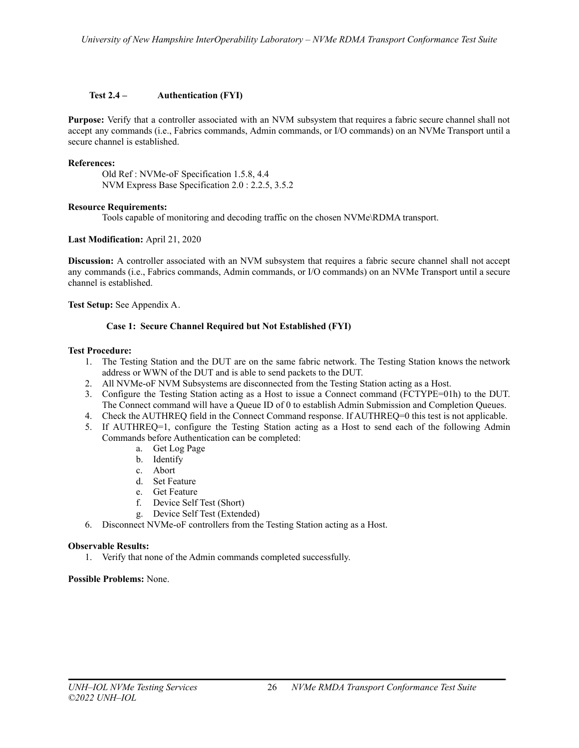### Test 2.4 – Authentication (FYI)

**Purpose:** Verify that a controller associated with an NVM subsystem that requires a fabric secure channel shall not accept any commands (i.e., Fabrics commands, Admin commands, or I/O commands) on an NVMe Transport until a secure channel is established.

**References:**

Old Ref : NVMe-oF Specification 1.5.8, 4.4
NVM Express Base Specification 2.0 : 2.2.5, 3.5.2

**Resource Requirements:**

Tools capable of monitoring and decoding traffic on the chosen NVMe\RDMA transport.

**Last Modification:** April 21, 2020

**Discussion:** A controller associated with an NVM subsystem that requires a fabric secure channel shall not accept any commands (i.e., Fabrics commands, Admin commands, or I/O commands) on an NVMe Transport until a secure channel is established.

**Test Setup:** See Appendix A.

#### Case 1: Secure Channel Required but Not Established (FYI)

**Test Procedure:**

1. The Testing Station and the DUT are on the same fabric network. The Testing Station knows the network address or WWN of the DUT and is able to send packets to the DUT.
2. All NVMe-oF NVM Subsystems are disconnected from the Testing Station acting as a Host.
3. Configure the Testing Station acting as a Host to issue a Connect command (FCTYPE=01h) to the DUT. The Connect command will have a Queue ID of 0 to establish Admin Submission and Completion Queues.
4. Check the AUTHREQ field in the Connect Command response. If AUTHREQ=0 this test is not applicable.
5. If AUTHREQ=1, configure the Testing Station acting as a Host to send each of the following Admin Commands before Authentication can be completed:
    a. Get Log Page
    b. Identify
    c. Abort
    d. Set Feature
    e. Get Feature
    f. Device Self Test (Short)
    g. Device Self Test (Extended)
6. Disconnect NVMe-oF controllers from the Testing Station acting as a Host.

**Observable Results:**

1. Verify that none of the Admin commands completed successfully.

**Possible Problems:** None.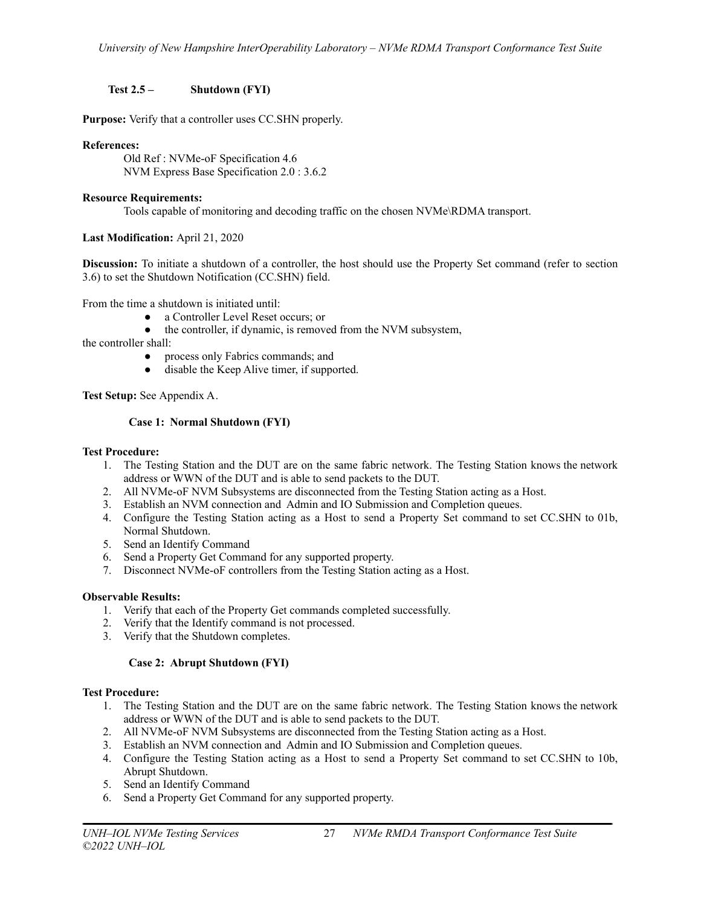### Test 2.5 – Shutdown (FYI)

**Purpose:** Verify that a controller uses CC.SHN properly.

**References:**

Old Ref : NVMe-oF Specification 4.6
NVM Express Base Specification 2.0 : 3.6.2

**Resource Requirements:**

Tools capable of monitoring and decoding traffic on the chosen NVMe\RDMA transport.

**Last Modification:** April 21, 2020

**Discussion:** To initiate a shutdown of a controller, the host should use the Property Set command (refer to section 3.6) to set the Shutdown Notification (CC.SHN) field.

From the time a shutdown is initiated until:

- a Controller Level Reset occurs; or
- the controller, if dynamic, is removed from the NVM subsystem,

the controller shall:

- process only Fabrics commands; and
- disable the Keep Alive timer, if supported.

**Test Setup:** See Appendix A.

#### Case 1: Normal Shutdown (FYI)

**Test Procedure:**

1. The Testing Station and the DUT are on the same fabric network. The Testing Station knows the network address or WWN of the DUT and is able to send packets to the DUT.
2. All NVMe-oF NVM Subsystems are disconnected from the Testing Station acting as a Host.
3. Establish an NVM connection and Admin and IO Submission and Completion queues.
4. Configure the Testing Station acting as a Host to send a Property Set command to set CC.SHN to 01b, Normal Shutdown.
5. Send an Identify Command
6. Send a Property Get Command for any supported property.
7. Disconnect NVMe-oF controllers from the Testing Station acting as a Host.

**Observable Results:**

1. Verify that each of the Property Get commands completed successfully.
2. Verify that the Identify command is not processed.
3. Verify that the Shutdown completes.

#### Case 2: Abrupt Shutdown (FYI)

**Test Procedure:**

1. The Testing Station and the DUT are on the same fabric network. The Testing Station knows the network address or WWN of the DUT and is able to send packets to the DUT.
2. All NVMe-oF NVM Subsystems are disconnected from the Testing Station acting as a Host.
3. Establish an NVM connection and Admin and IO Submission and Completion queues.
4. Configure the Testing Station acting as a Host to send a Property Set command to set CC.SHN to 10b, Abrupt Shutdown.
5. Send an Identify Command
6. Send a Property Get Command for any supported property.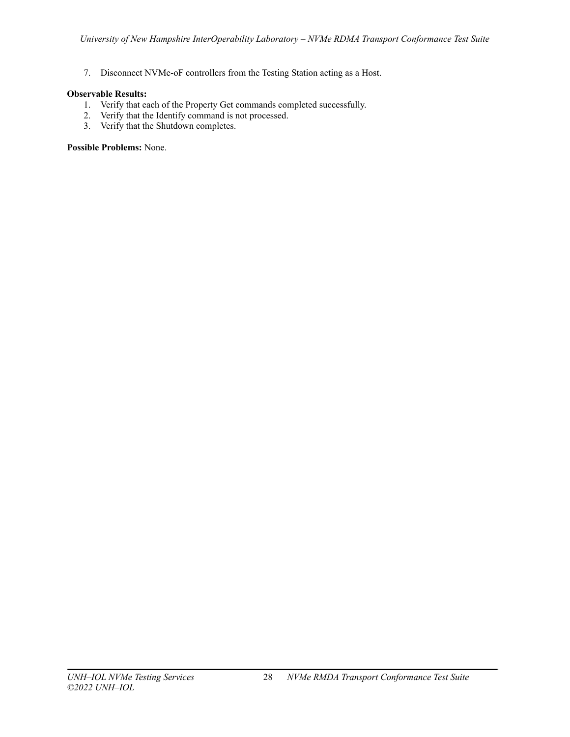7. Disconnect NVMe-oF controllers from the Testing Station acting as a Host.

**Observable Results:**

1. Verify that each of the Property Get commands completed successfully.
2. Verify that the Identify command is not processed.
3. Verify that the Shutdown completes.

**Possible Problems:** None.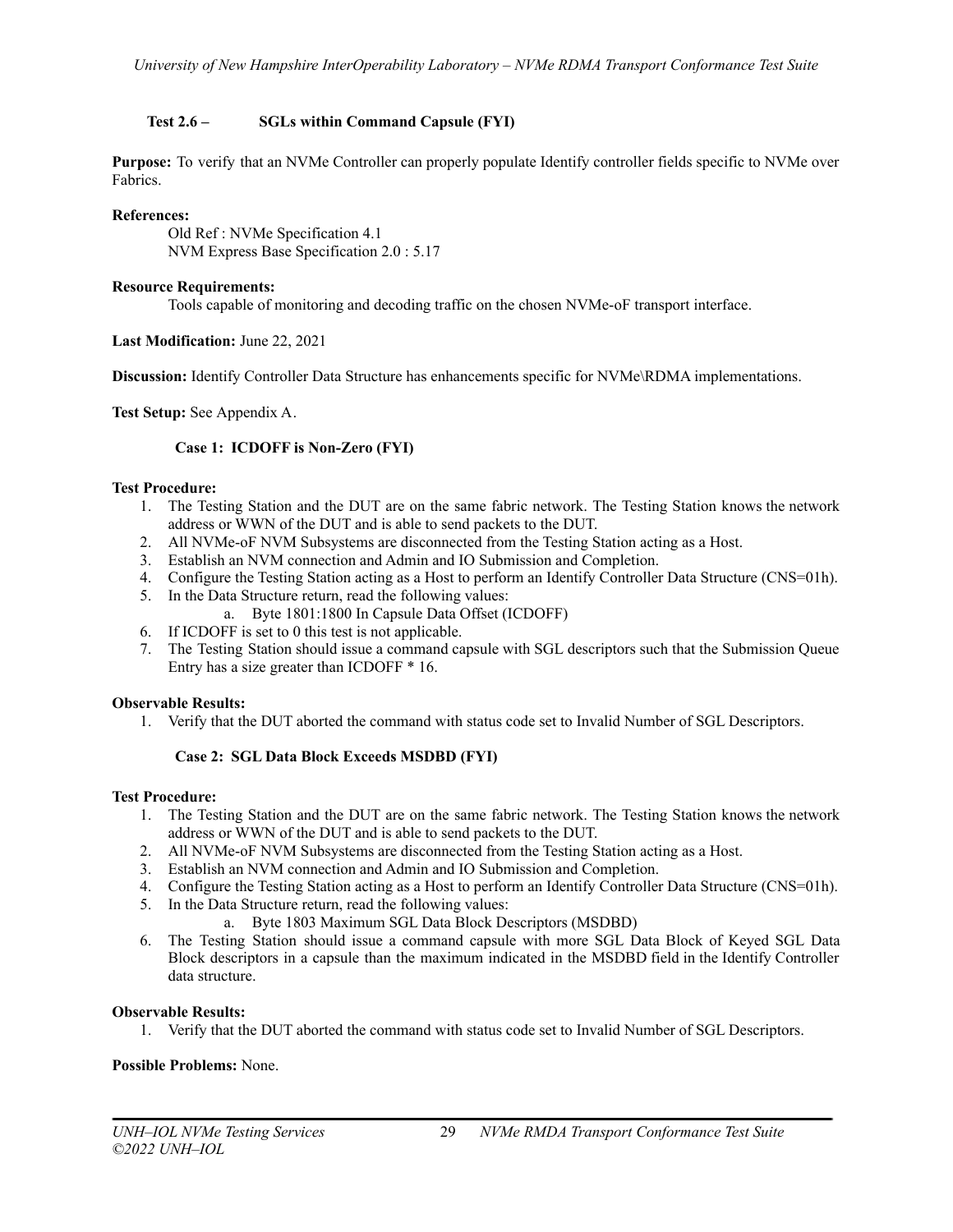### Test 2.6 – SGLs within Command Capsule (FYI)

**Purpose:** To verify that an NVMe Controller can properly populate Identify controller fields specific to NVMe over Fabrics.

**References:**

Old Ref : NVMe Specification 4.1
NVM Express Base Specification 2.0 : 5.17

**Resource Requirements:**

Tools capable of monitoring and decoding traffic on the chosen NVMe-oF transport interface.

**Last Modification:** June 22, 2021

**Discussion:** Identify Controller Data Structure has enhancements specific for NVMe\RDMA implementations.

**Test Setup:** See Appendix A.

#### Case 1: ICDOFF is Non-Zero (FYI)

**Test Procedure:**

1. The Testing Station and the DUT are on the same fabric network. The Testing Station knows the network address or WWN of the DUT and is able to send packets to the DUT.
2. All NVMe-oF NVM Subsystems are disconnected from the Testing Station acting as a Host.
3. Establish an NVM connection and Admin and IO Submission and Completion.
4. Configure the Testing Station acting as a Host to perform an Identify Controller Data Structure (CNS=01h).
5. In the Data Structure return, read the following values:
   a. Byte 1801:1800 In Capsule Data Offset (ICDOFF)
6. If ICDOFF is set to 0 this test is not applicable.
7. The Testing Station should issue a command capsule with SGL descriptors such that the Submission Queue Entry has a size greater than ICDOFF * 16.

**Observable Results:**

1. Verify that the DUT aborted the command with status code set to Invalid Number of SGL Descriptors.

#### Case 2: SGL Data Block Exceeds MSDBD (FYI)

**Test Procedure:**

1. The Testing Station and the DUT are on the same fabric network. The Testing Station knows the network address or WWN of the DUT and is able to send packets to the DUT.
2. All NVMe-oF NVM Subsystems are disconnected from the Testing Station acting as a Host.
3. Establish an NVM connection and Admin and IO Submission and Completion.
4. Configure the Testing Station acting as a Host to perform an Identify Controller Data Structure (CNS=01h).
5. In the Data Structure return, read the following values:
   a. Byte 1803 Maximum SGL Data Block Descriptors (MSDBD)
6. The Testing Station should issue a command capsule with more SGL Data Block of Keyed SGL Data Block descriptors in a capsule than the maximum indicated in the MSDBD field in the Identify Controller data structure.

**Observable Results:**

1. Verify that the DUT aborted the command with status code set to Invalid Number of SGL Descriptors.

**Possible Problems:** None.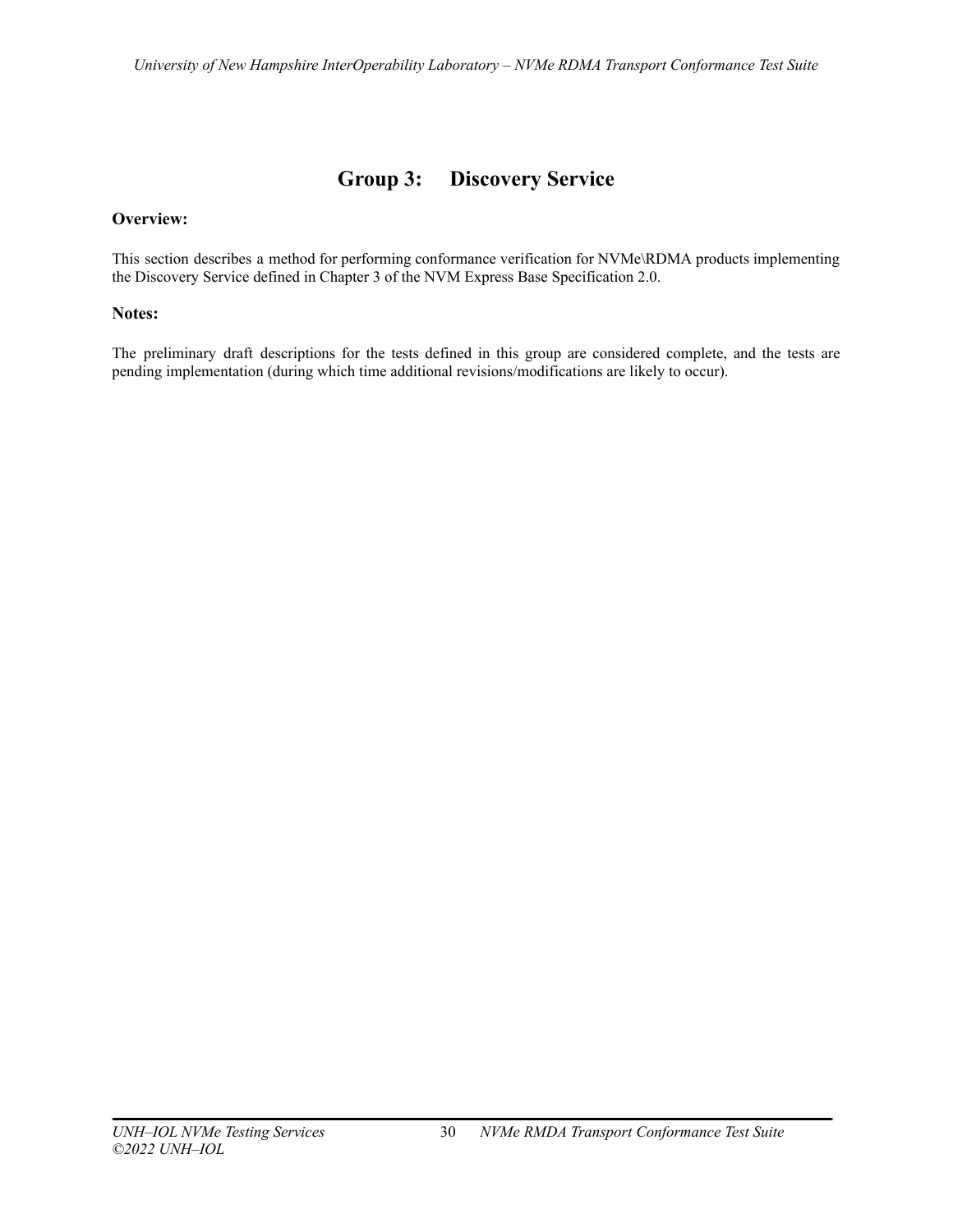# Group 3: Discovery Service

**Overview:**

This section describes a method for performing conformance verification for NVMe\RDMA products implementing the Discovery Service defined in Chapter 3 of the NVM Express Base Specification 2.0.

**Notes:**

The preliminary draft descriptions for the tests defined in this group are considered complete, and the tests are pending implementation (during which time additional revisions/modifications are likely to occur).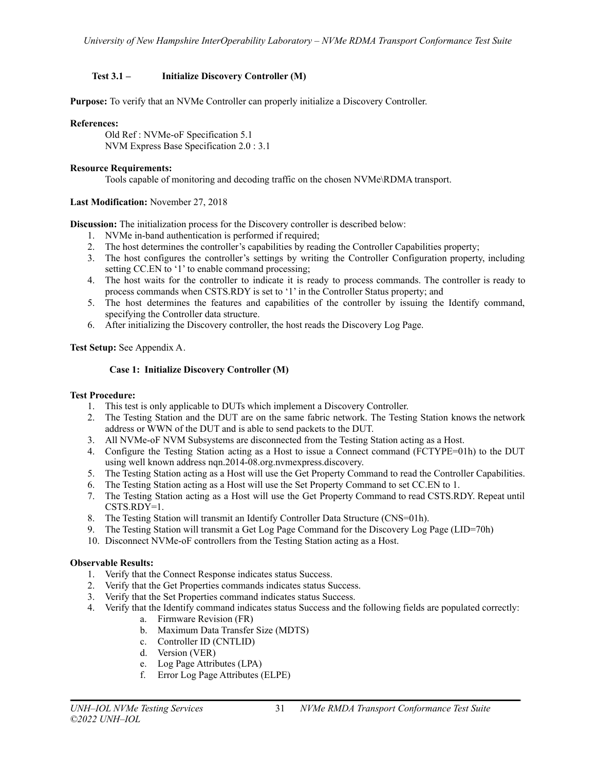### Test 3.1 – Initialize Discovery Controller (M)

**Purpose:** To verify that an NVMe Controller can properly initialize a Discovery Controller.

**References:**

Old Ref : NVMe-oF Specification 5.1
NVM Express Base Specification 2.0 : 3.1

**Resource Requirements:**

Tools capable of monitoring and decoding traffic on the chosen NVMe\RDMA transport.

**Last Modification:** November 27, 2018

**Discussion:** The initialization process for the Discovery controller is described below:

1. NVMe in-band authentication is performed if required;
2. The host determines the controller's capabilities by reading the Controller Capabilities property;
3. The host configures the controller's settings by writing the Controller Configuration property, including setting CC.EN to '1' to enable command processing;
4. The host waits for the controller to indicate it is ready to process commands. The controller is ready to process commands when CSTS.RDY is set to '1' in the Controller Status property; and
5. The host determines the features and capabilities of the controller by issuing the Identify command, specifying the Controller data structure.
6. After initializing the Discovery controller, the host reads the Discovery Log Page.

**Test Setup:** See Appendix A.

#### Case 1: Initialize Discovery Controller (M)

**Test Procedure:**

1. This test is only applicable to DUTs which implement a Discovery Controller.
2. The Testing Station and the DUT are on the same fabric network. The Testing Station knows the network address or WWN of the DUT and is able to send packets to the DUT.
3. All NVMe-oF NVM Subsystems are disconnected from the Testing Station acting as a Host.
4. Configure the Testing Station acting as a Host to issue a Connect command (FCTYPE=01h) to the DUT using well known address nqn.2014-08.org.nvmexpress.discovery.
5. The Testing Station acting as a Host will use the Get Property Command to read the Controller Capabilities.
6. The Testing Station acting as a Host will use the Set Property Command to set CC.EN to 1.
7. The Testing Station acting as a Host will use the Get Property Command to read CSTS.RDY. Repeat until CSTS.RDY=1.
8. The Testing Station will transmit an Identify Controller Data Structure (CNS=01h).
9. The Testing Station will transmit a Get Log Page Command for the Discovery Log Page (LID=70h)
10. Disconnect NVMe-oF controllers from the Testing Station acting as a Host.

**Observable Results:**

1. Verify that the Connect Response indicates status Success.
2. Verify that the Get Properties commands indicates status Success.
3. Verify that the Set Properties command indicates status Success.
4. Verify that the Identify command indicates status Success and the following fields are populated correctly:
    a. Firmware Revision (FR)
    b. Maximum Data Transfer Size (MDTS)
    c. Controller ID (CNTLID)
    d. Version (VER)
    e. Log Page Attributes (LPA)
    f. Error Log Page Attributes (ELPE)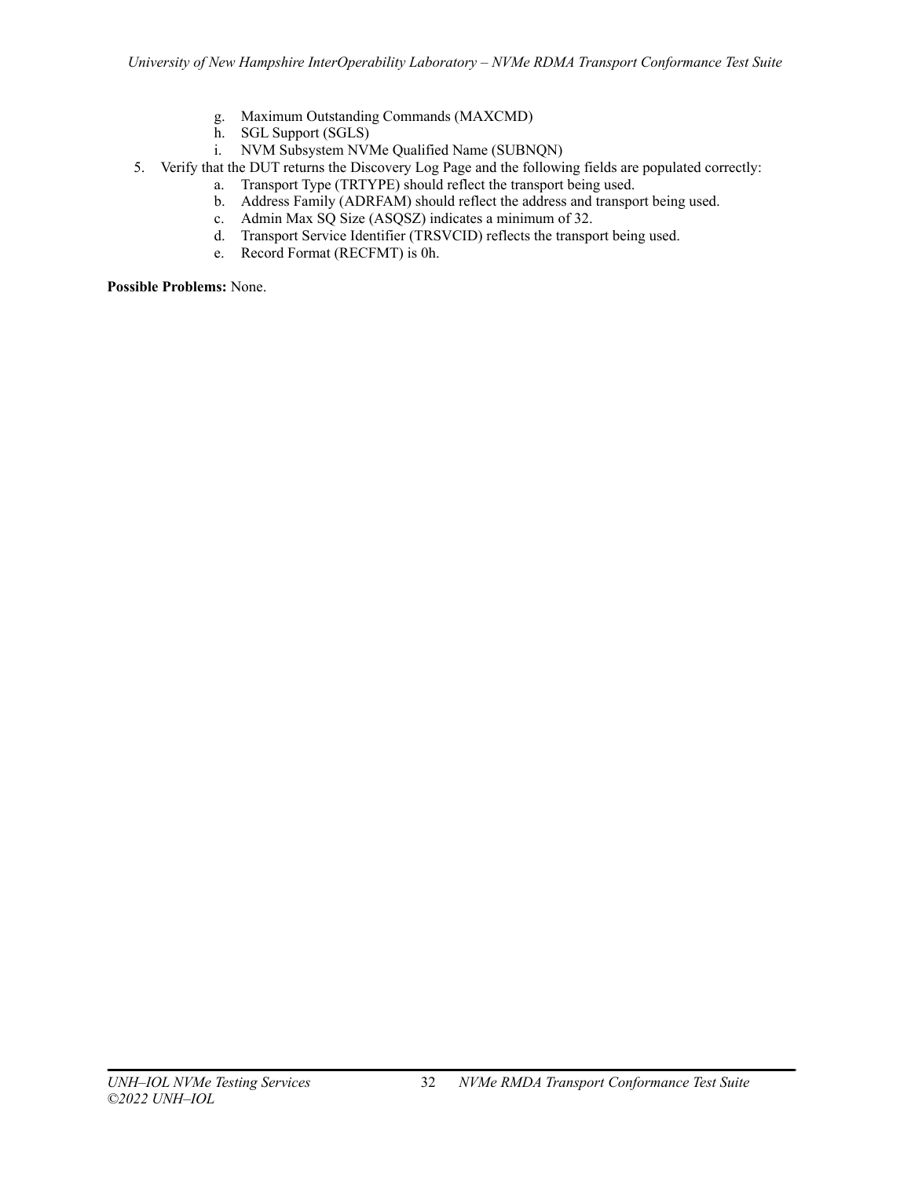g. Maximum Outstanding Commands (MAXCMD)
    h. SGL Support (SGLS)
    i. NVM Subsystem NVMe Qualified Name (SUBNQN)

5. Verify that the DUT returns the Discovery Log Page and the following fields are populated correctly:
    a. Transport Type (TRTYPE) should reflect the transport being used.
    b. Address Family (ADRFAM) should reflect the address and transport being used.
    c. Admin Max SQ Size (ASQSZ) indicates a minimum of 32.
    d. Transport Service Identifier (TRSVCID) reflects the transport being used.
    e. Record Format (RECFMT) is 0h.

**Possible Problems:** None.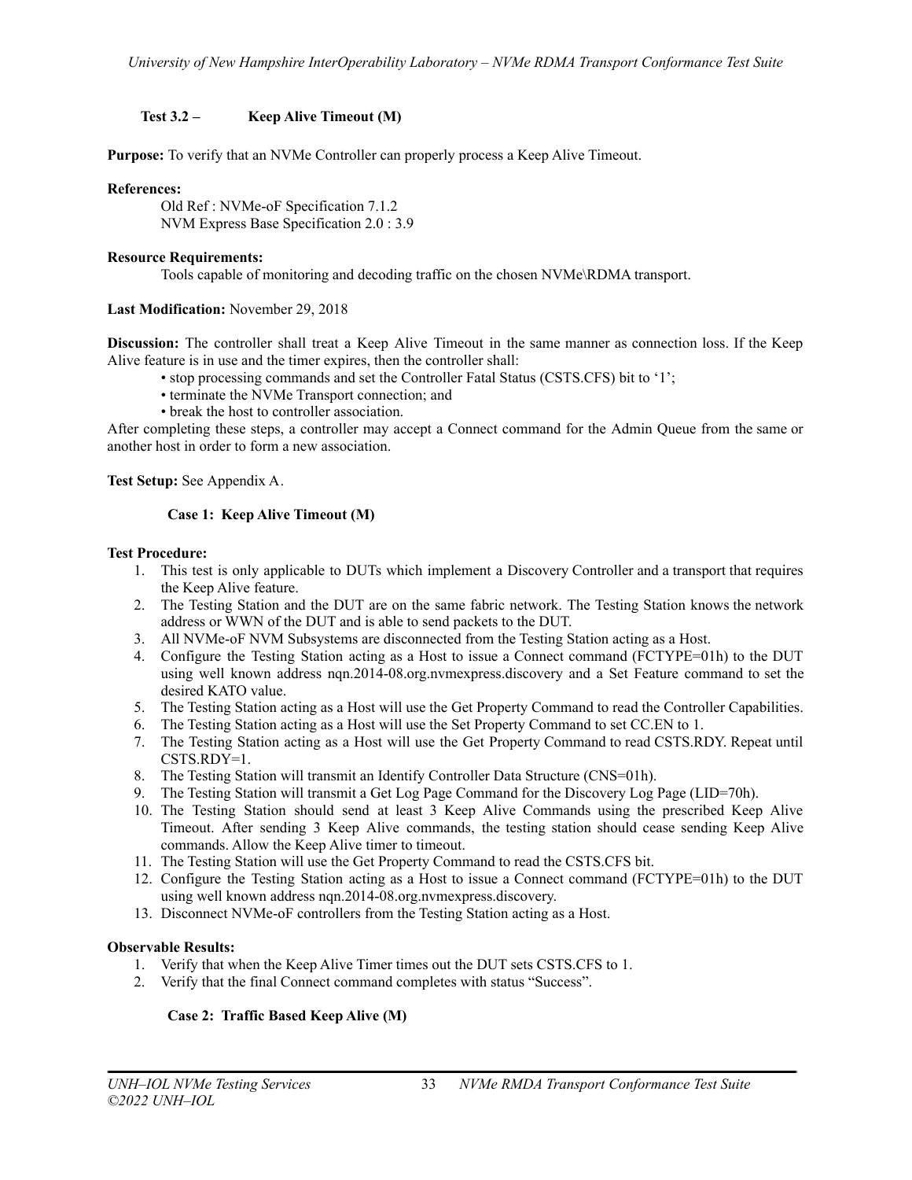### Test 3.2 – Keep Alive Timeout (M)

**Purpose:** To verify that an NVMe Controller can properly process a Keep Alive Timeout.

**References:**

Old Ref : NVMe-oF Specification 7.1.2
NVM Express Base Specification 2.0 : 3.9

**Resource Requirements:**

Tools capable of monitoring and decoding traffic on the chosen NVMe\RDMA transport.

**Last Modification:** November 29, 2018

**Discussion:** The controller shall treat a Keep Alive Timeout in the same manner as connection loss. If the Keep Alive feature is in use and the timer expires, then the controller shall:

- stop processing commands and set the Controller Fatal Status (CSTS.CFS) bit to '1';
- terminate the NVMe Transport connection; and
- break the host to controller association.

After completing these steps, a controller may accept a Connect command for the Admin Queue from the same or another host in order to form a new association.

**Test Setup:** See Appendix A.

#### Case 1: Keep Alive Timeout (M)

**Test Procedure:**

1. This test is only applicable to DUTs which implement a Discovery Controller and a transport that requires the Keep Alive feature.
2. The Testing Station and the DUT are on the same fabric network. The Testing Station knows the network address or WWN of the DUT and is able to send packets to the DUT.
3. All NVMe-oF NVM Subsystems are disconnected from the Testing Station acting as a Host.
4. Configure the Testing Station acting as a Host to issue a Connect command (FCTYPE=01h) to the DUT using well known address nqn.2014-08.org.nvmexpress.discovery and a Set Feature command to set the desired KATO value.
5. The Testing Station acting as a Host will use the Get Property Command to read the Controller Capabilities.
6. The Testing Station acting as a Host will use the Set Property Command to set CC.EN to 1.
7. The Testing Station acting as a Host will use the Get Property Command to read CSTS.RDY. Repeat until CSTS.RDY=1.
8. The Testing Station will transmit an Identify Controller Data Structure (CNS=01h).
9. The Testing Station will transmit a Get Log Page Command for the Discovery Log Page (LID=70h).
10. The Testing Station should send at least 3 Keep Alive Commands using the prescribed Keep Alive Timeout. After sending 3 Keep Alive commands, the testing station should cease sending Keep Alive commands. Allow the Keep Alive timer to timeout.
11. The Testing Station will use the Get Property Command to read the CSTS.CFS bit.
12. Configure the Testing Station acting as a Host to issue a Connect command (FCTYPE=01h) to the DUT using well known address nqn.2014-08.org.nvmexpress.discovery.
13. Disconnect NVMe-oF controllers from the Testing Station acting as a Host.

**Observable Results:**

1. Verify that when the Keep Alive Timer times out the DUT sets CSTS.CFS to 1.
2. Verify that the final Connect command completes with status "Success".

#### Case 2: Traffic Based Keep Alive (M)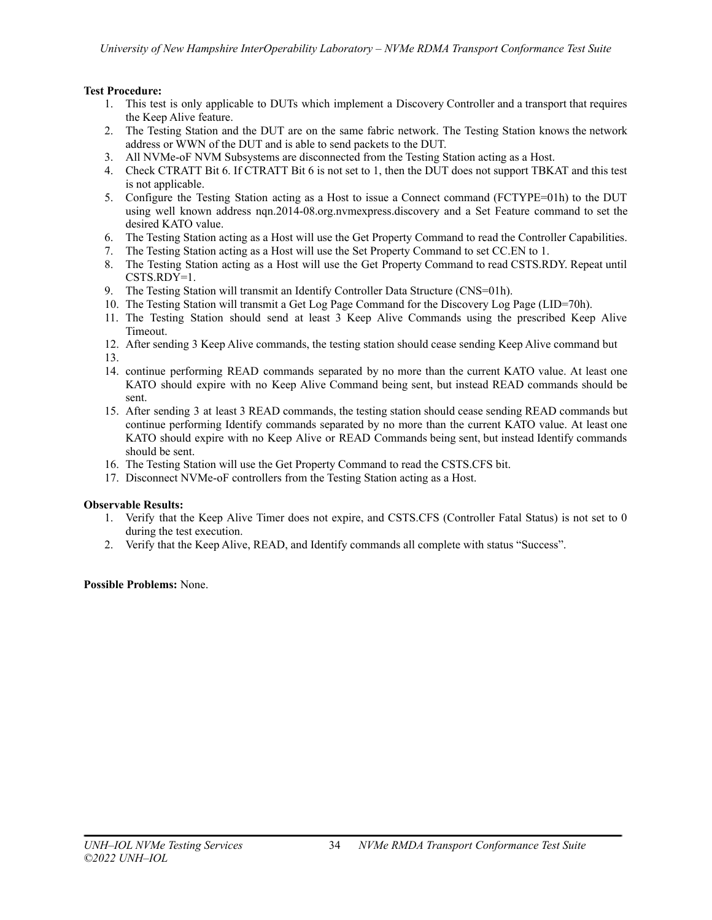**Test Procedure:**

1. This test is only applicable to DUTs which implement a Discovery Controller and a transport that requires the Keep Alive feature.
2. The Testing Station and the DUT are on the same fabric network. The Testing Station knows the network address or WWN of the DUT and is able to send packets to the DUT.
3. All NVMe-oF NVM Subsystems are disconnected from the Testing Station acting as a Host.
4. Check CTRATT Bit 6. If CTRATT Bit 6 is not set to 1, then the DUT does not support TBKAT and this test is not applicable.
5. Configure the Testing Station acting as a Host to issue a Connect command (FCTYPE=01h) to the DUT using well known address nqn.2014-08.org.nvmexpress.discovery and a Set Feature command to set the desired KATO value.
6. The Testing Station acting as a Host will use the Get Property Command to read the Controller Capabilities.
7. The Testing Station acting as a Host will use the Set Property Command to set CC.EN to 1.
8. The Testing Station acting as a Host will use the Get Property Command to read CSTS.RDY. Repeat until CSTS.RDY=1.
9. The Testing Station will transmit an Identify Controller Data Structure (CNS=01h).
10. The Testing Station will transmit a Get Log Page Command for the Discovery Log Page (LID=70h).
11. The Testing Station should send at least 3 Keep Alive Commands using the prescribed Keep Alive Timeout.
12. After sending 3 Keep Alive commands, the testing station should cease sending Keep Alive command but
13. 
14. continue performing READ commands separated by no more than the current KATO value. At least one KATO should expire with no Keep Alive Command being sent, but instead READ commands should be sent.
15. After sending 3 at least 3 READ commands, the testing station should cease sending READ commands but continue performing Identify commands separated by no more than the current KATO value. At least one KATO should expire with no Keep Alive or READ Commands being sent, but instead Identify commands should be sent.
16. The Testing Station will use the Get Property Command to read the CSTS.CFS bit.
17. Disconnect NVMe-oF controllers from the Testing Station acting as a Host.

**Observable Results:**

1. Verify that the Keep Alive Timer does not expire, and CSTS.CFS (Controller Fatal Status) is not set to 0 during the test execution.
2. Verify that the Keep Alive, READ, and Identify commands all complete with status "Success".

**Possible Problems:** None.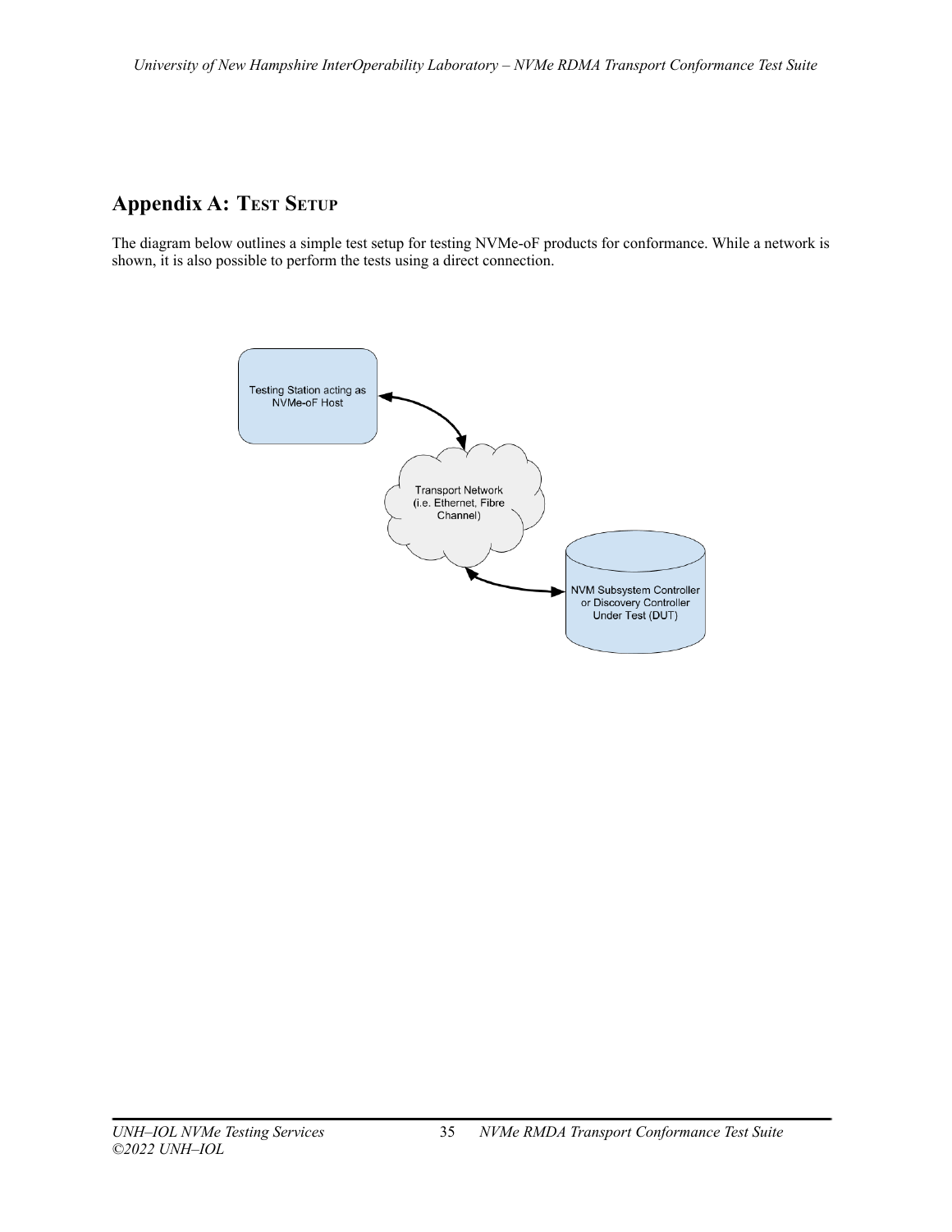## Appendix A: Test Setup

The diagram below outlines a simple test setup for testing NVMe-oF products for conformance. While a network is shown, it is also possible to perform the tests using a direct connection.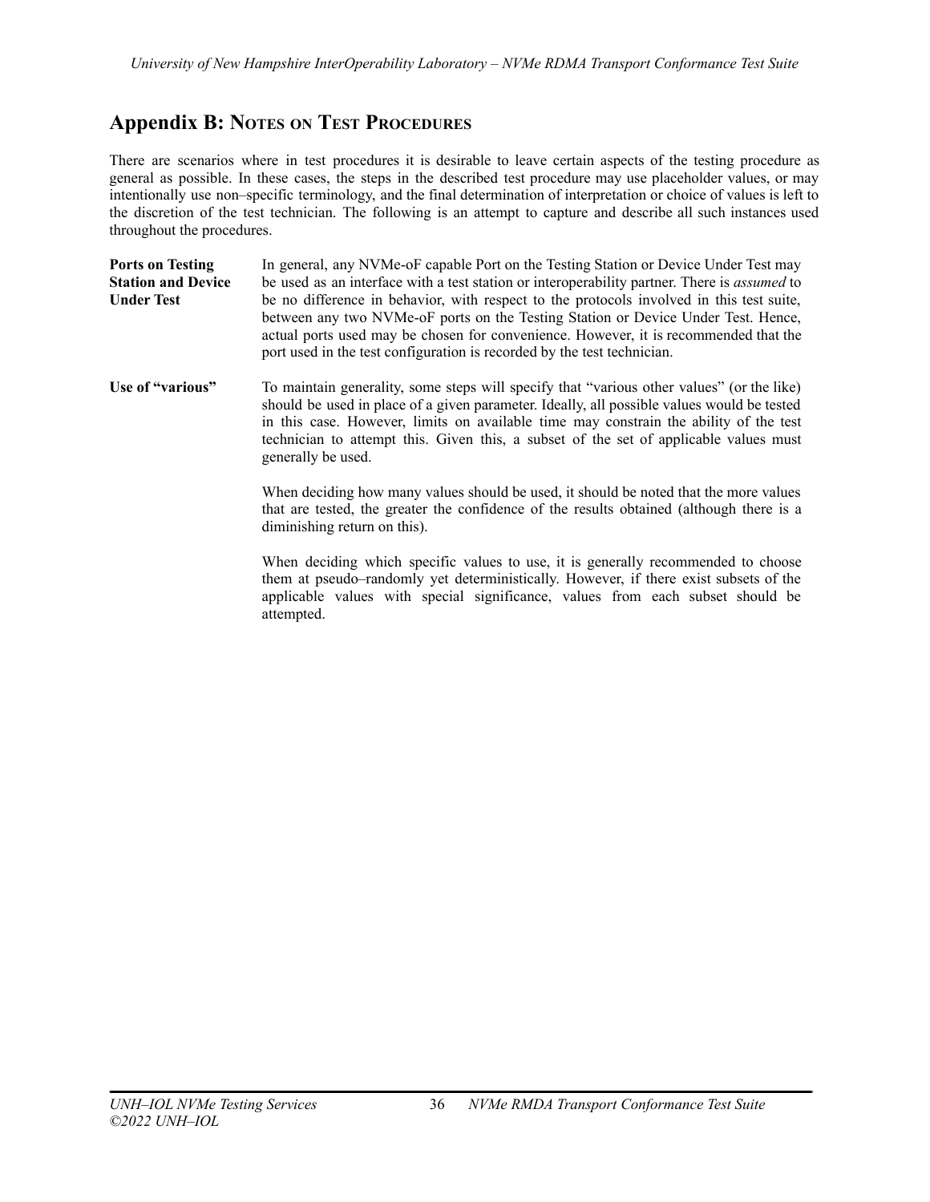## Appendix B: Notes on Test Procedures

There are scenarios where in test procedures it is desirable to leave certain aspects of the testing procedure as general as possible. In these cases, the steps in the described test procedure may use placeholder values, or may intentionally use non–specific terminology, and the final determination of interpretation or choice of values is left to the discretion of the test technician. The following is an attempt to capture and describe all such instances used throughout the procedures.

**Ports on Testing Station and Device Under Test**

In general, any NVMe-oF capable Port on the Testing Station or Device Under Test may be used as an interface with a test station or interoperability partner. There is *assumed* to be no difference in behavior, with respect to the protocols involved in this test suite, between any two NVMe-oF ports on the Testing Station or Device Under Test. Hence, actual ports used may be chosen for convenience. However, it is recommended that the port used in the test configuration is recorded by the test technician.

**Use of "various"**

To maintain generality, some steps will specify that "various other values" (or the like) should be used in place of a given parameter. Ideally, all possible values would be tested in this case. However, limits on available time may constrain the ability of the test technician to attempt this. Given this, a subset of the set of applicable values must generally be used.

When deciding how many values should be used, it should be noted that the more values that are tested, the greater the confidence of the results obtained (although there is a diminishing return on this).

When deciding which specific values to use, it is generally recommended to choose them at pseudo–randomly yet deterministically. However, if there exist subsets of the applicable values with special significance, values from each subset should be attempted.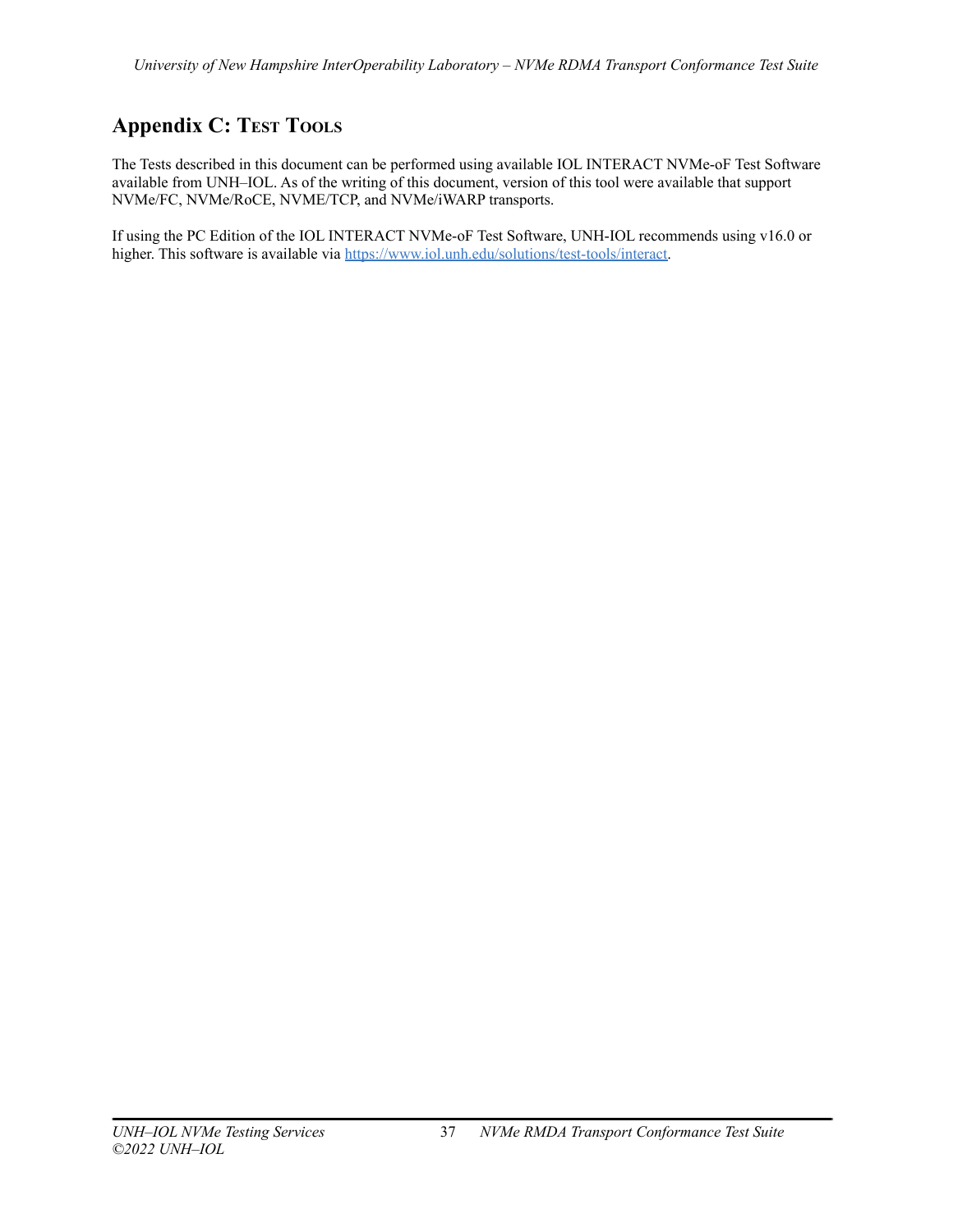# Appendix C: Test Tools

The Tests described in this document can be performed using available IOL INTERACT NVMe-oF Test Software available from UNH–IOL. As of the writing of this document, version of this tool were available that support NVMe/FC, NVMe/RoCE, NVME/TCP, and NVMe/iWARP transports.

If using the PC Edition of the IOL INTERACT NVMe-oF Test Software, UNH-IOL recommends using v16.0 or higher. This software is available via https://www.iol.unh.edu/solutions/test-tools/interact.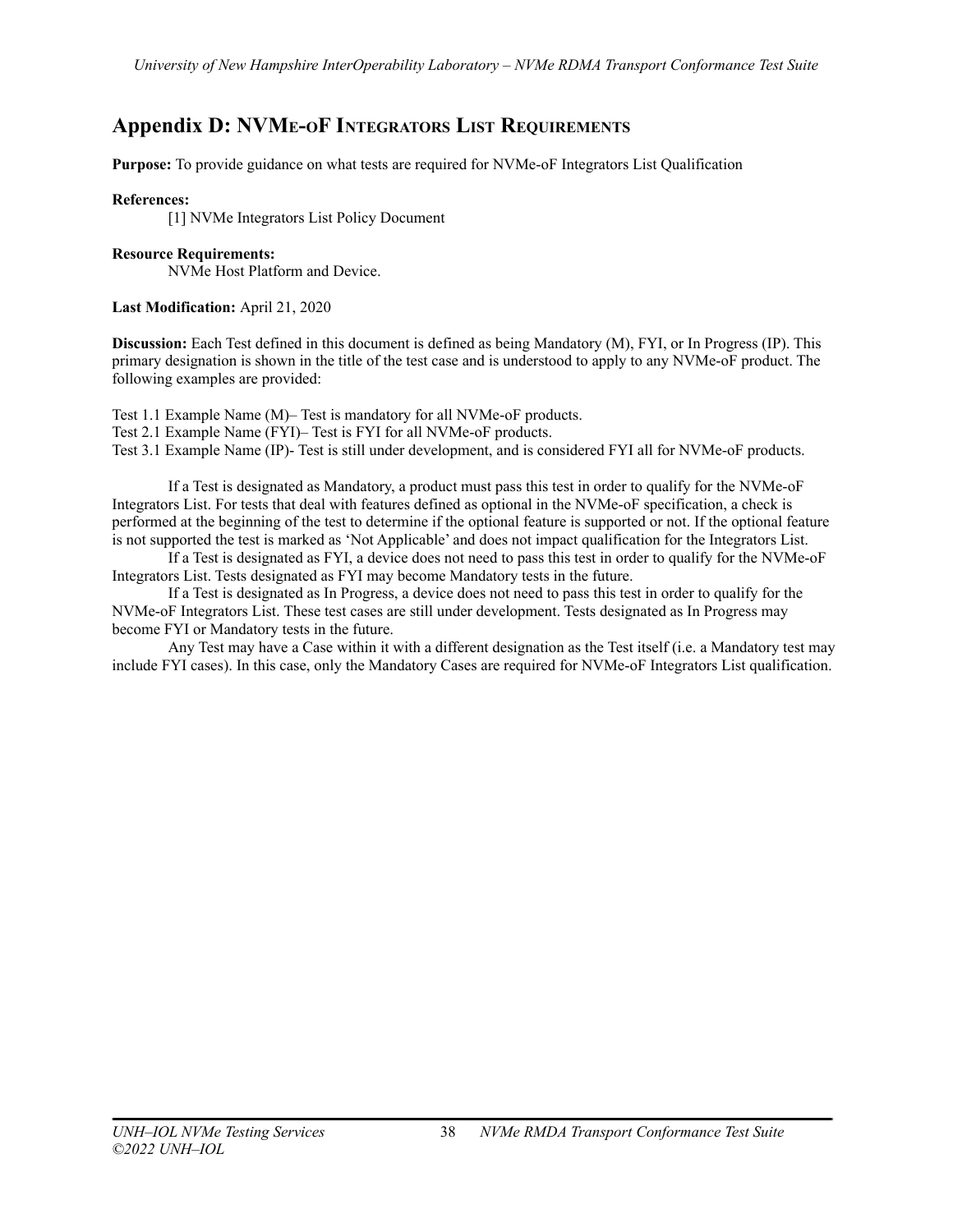# Appendix D: NVMe-oF Integrators List Requirements

**Purpose:** To provide guidance on what tests are required for NVMe-oF Integrators List Qualification

**References:**

[1] NVMe Integrators List Policy Document

**Resource Requirements:**

NVMe Host Platform and Device.

**Last Modification:** April 21, 2020

**Discussion:** Each Test defined in this document is defined as being Mandatory (M), FYI, or In Progress (IP). This primary designation is shown in the title of the test case and is understood to apply to any NVMe-oF product. The following examples are provided:

Test 1.1 Example Name (M)– Test is mandatory for all NVMe-oF products.
Test 2.1 Example Name (FYI)– Test is FYI for all NVMe-oF products.
Test 3.1 Example Name (IP)- Test is still under development, and is considered FYI all for NVMe-oF products.

If a Test is designated as Mandatory, a product must pass this test in order to qualify for the NVMe-oF Integrators List. For tests that deal with features defined as optional in the NVMe-oF specification, a check is performed at the beginning of the test to determine if the optional feature is supported or not. If the optional feature is not supported the test is marked as 'Not Applicable' and does not impact qualification for the Integrators List.

If a Test is designated as FYI, a device does not need to pass this test in order to qualify for the NVMe-oF Integrators List. Tests designated as FYI may become Mandatory tests in the future.

If a Test is designated as In Progress, a device does not need to pass this test in order to qualify for the NVMe-oF Integrators List. These test cases are still under development. Tests designated as In Progress may become FYI or Mandatory tests in the future.

Any Test may have a Case within it with a different designation as the Test itself (i.e. a Mandatory test may include FYI cases). In this case, only the Mandatory Cases are required for NVMe-oF Integrators List qualification.